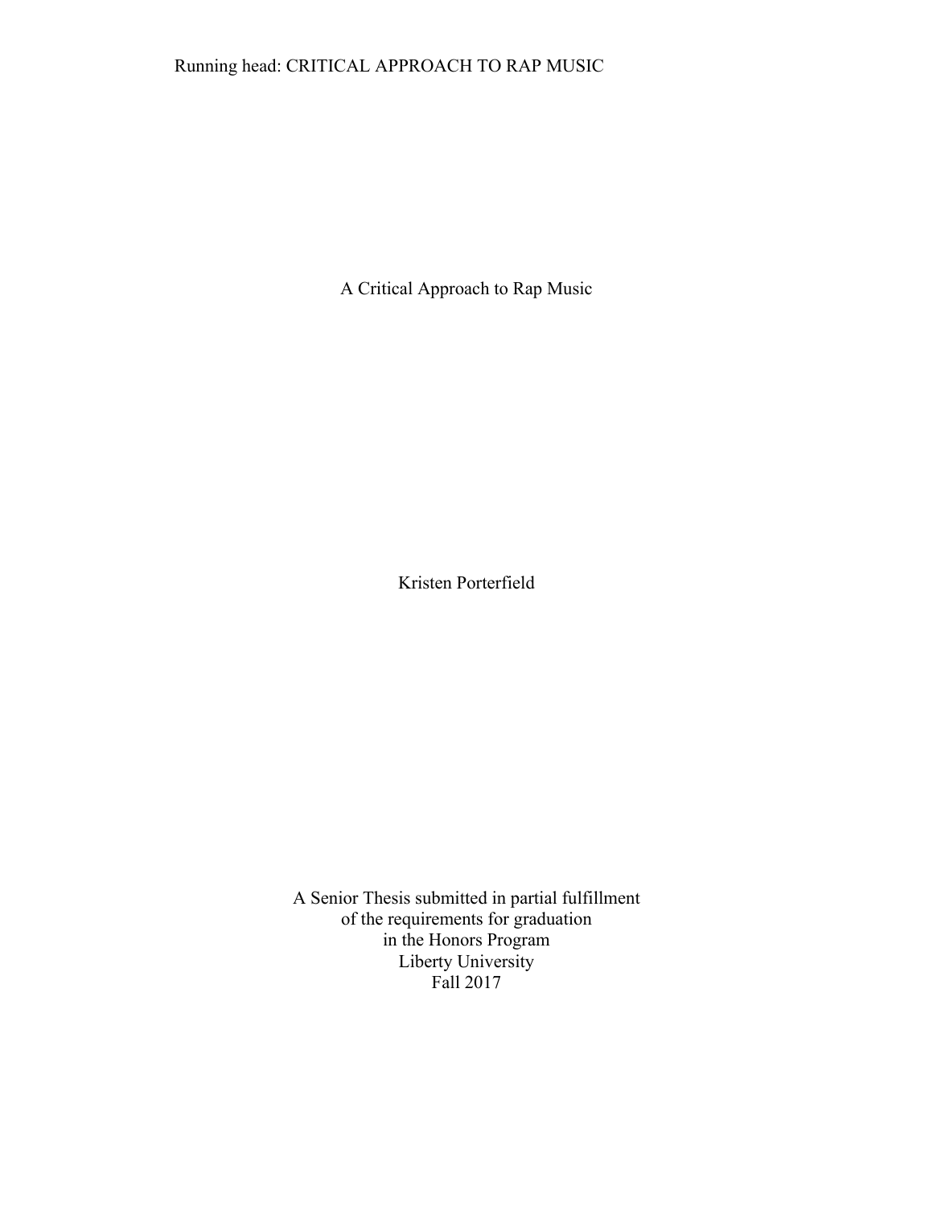# A Critical Approach to Rap Music

Kristen Porterfield

A Senior Thesis submitted in partial fulfillment
of the requirements for graduation
in the Honors Program
Liberty University
Fall 2017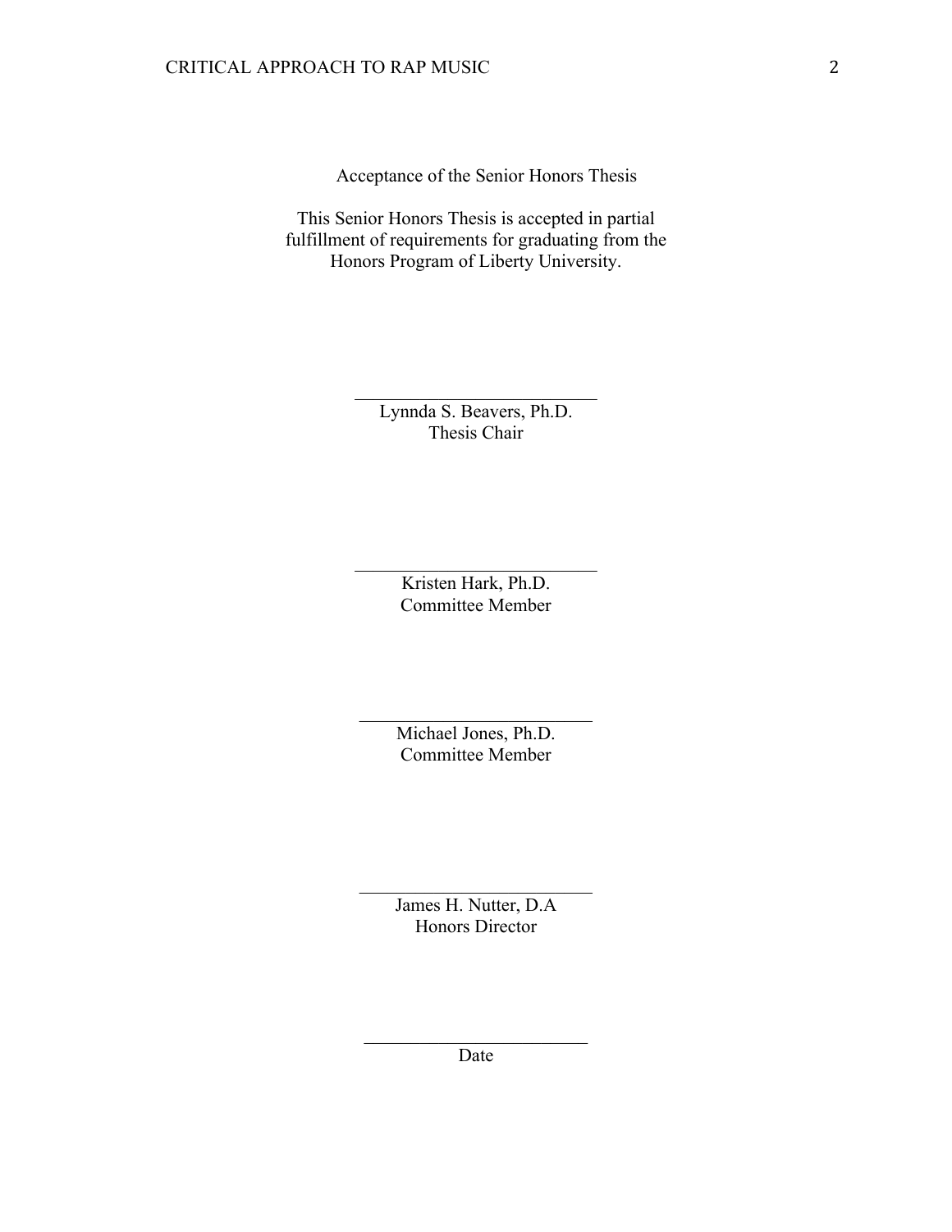Acceptance of the Senior Honors Thesis

This Senior Honors Thesis is accepted in partial fulfillment of requirements for graduating from the Honors Program of Liberty University.

______________________________
Lynnda S. Beavers, Ph.D.
Thesis Chair

______________________________
Kristen Hark, Ph.D.
Committee Member

______________________________
Michael Jones, Ph.D.
Committee Member

______________________________
James H. Nutter, D.A
Honors Director

______________________________
Date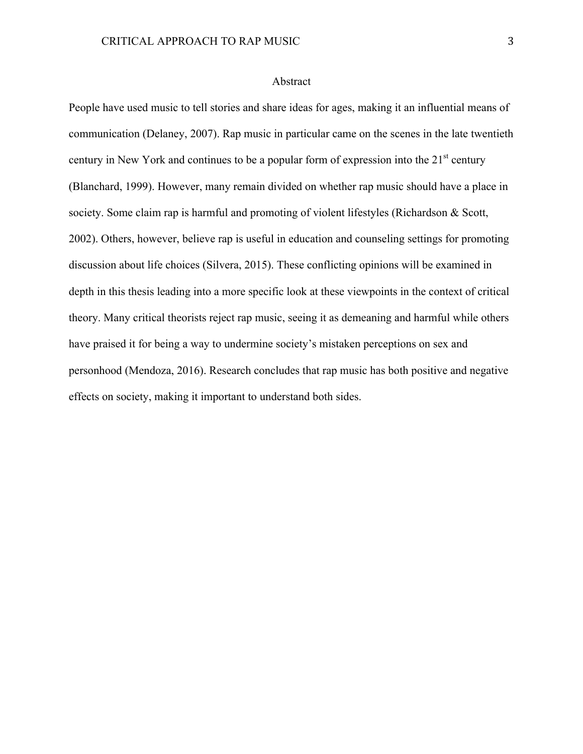# Abstract

People have used music to tell stories and share ideas for ages, making it an influential means of communication (Delaney, 2007). Rap music in particular came on the scenes in the late twentieth century in New York and continues to be a popular form of expression into the 21st century (Blanchard, 1999). However, many remain divided on whether rap music should have a place in society. Some claim rap is harmful and promoting of violent lifestyles (Richardson & Scott, 2002). Others, however, believe rap is useful in education and counseling settings for promoting discussion about life choices (Silvera, 2015). These conflicting opinions will be examined in depth in this thesis leading into a more specific look at these viewpoints in the context of critical theory. Many critical theorists reject rap music, seeing it as demeaning and harmful while others have praised it for being a way to undermine society's mistaken perceptions on sex and personhood (Mendoza, 2016). Research concludes that rap music has both positive and negative effects on society, making it important to understand both sides.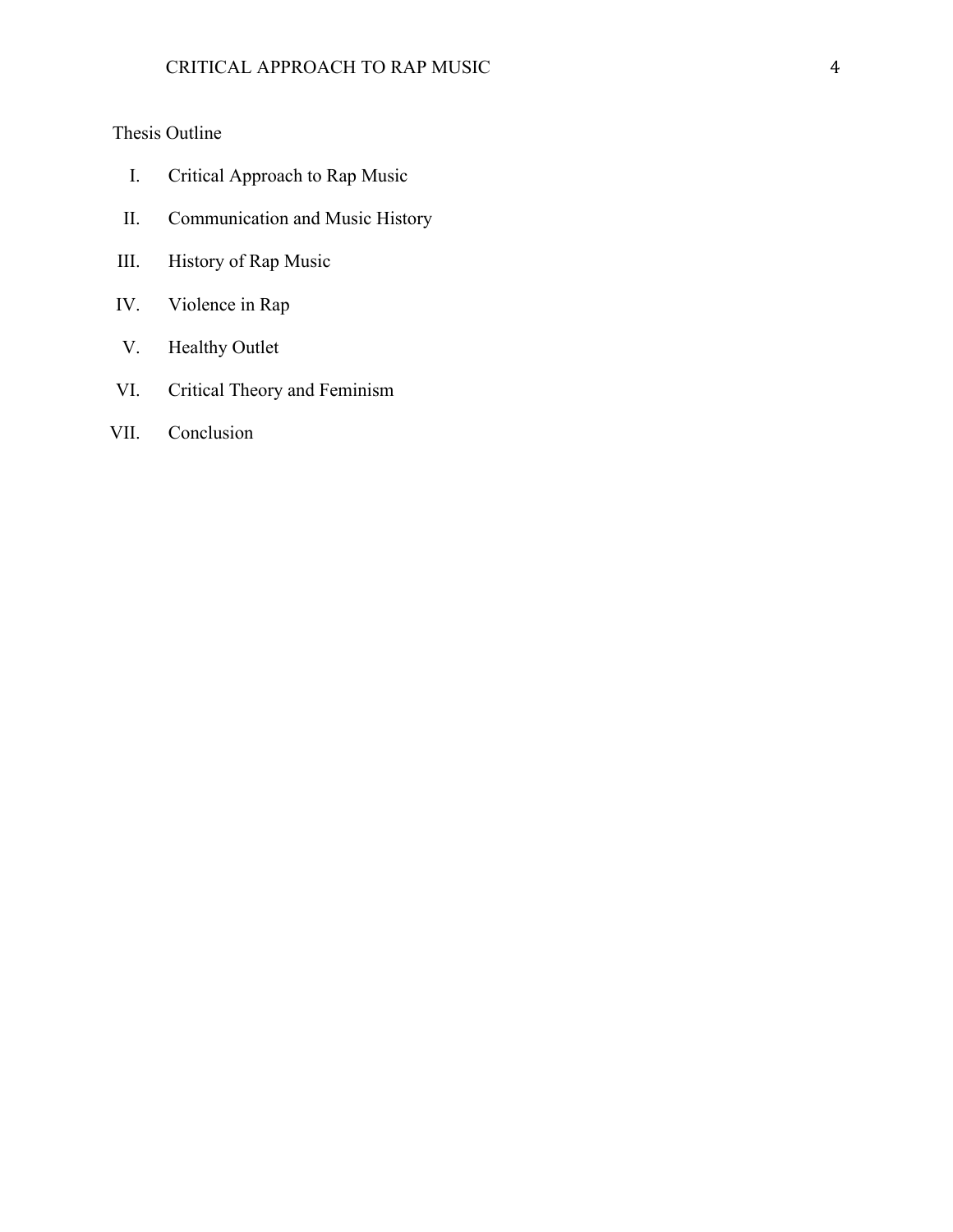Thesis Outline

I. Critical Approach to Rap Music
II. Communication and Music History
III. History of Rap Music
IV. Violence in Rap
V. Healthy Outlet
VI. Critical Theory and Feminism
VII. Conclusion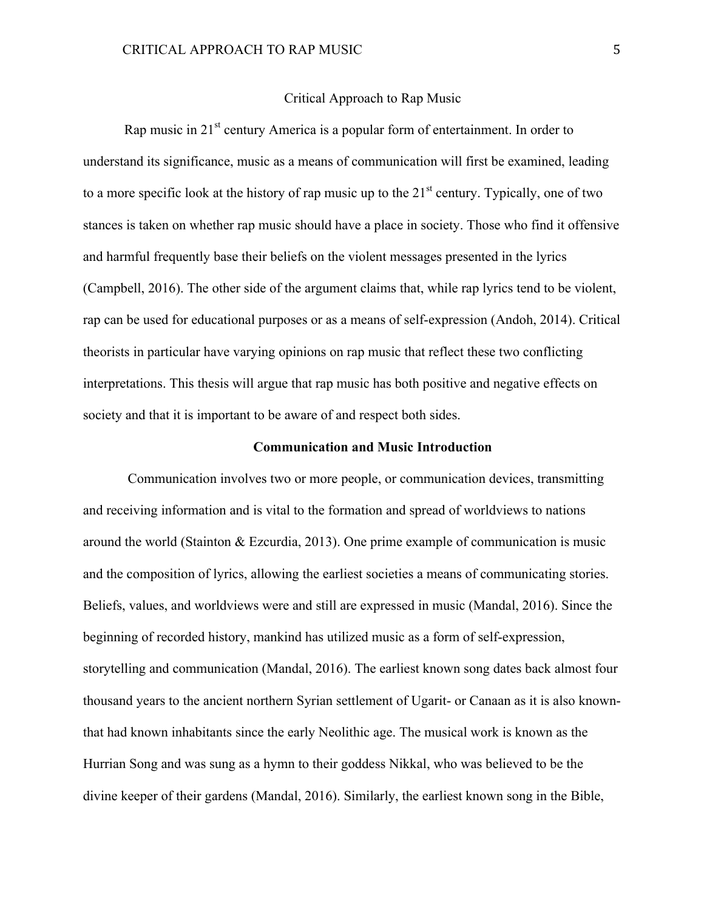Critical Approach to Rap Music

Rap music in 21st century America is a popular form of entertainment. In order to understand its significance, music as a means of communication will first be examined, leading to a more specific look at the history of rap music up to the 21st century. Typically, one of two stances is taken on whether rap music should have a place in society. Those who find it offensive and harmful frequently base their beliefs on the violent messages presented in the lyrics (Campbell, 2016). The other side of the argument claims that, while rap lyrics tend to be violent, rap can be used for educational purposes or as a means of self-expression (Andoh, 2014). Critical theorists in particular have varying opinions on rap music that reflect these two conflicting interpretations. This thesis will argue that rap music has both positive and negative effects on society and that it is important to be aware of and respect both sides.

## Communication and Music Introduction

Communication involves two or more people, or communication devices, transmitting and receiving information and is vital to the formation and spread of worldviews to nations around the world (Stainton & Ezcurdia, 2013). One prime example of communication is music and the composition of lyrics, allowing the earliest societies a means of communicating stories. Beliefs, values, and worldviews were and still are expressed in music (Mandal, 2016). Since the beginning of recorded history, mankind has utilized music as a form of self-expression, storytelling and communication (Mandal, 2016). The earliest known song dates back almost four thousand years to the ancient northern Syrian settlement of Ugarit- or Canaan as it is also known- that had known inhabitants since the early Neolithic age. The musical work is known as the Hurrian Song and was sung as a hymn to their goddess Nikkal, who was believed to be the divine keeper of their gardens (Mandal, 2016). Similarly, the earliest known song in the Bible,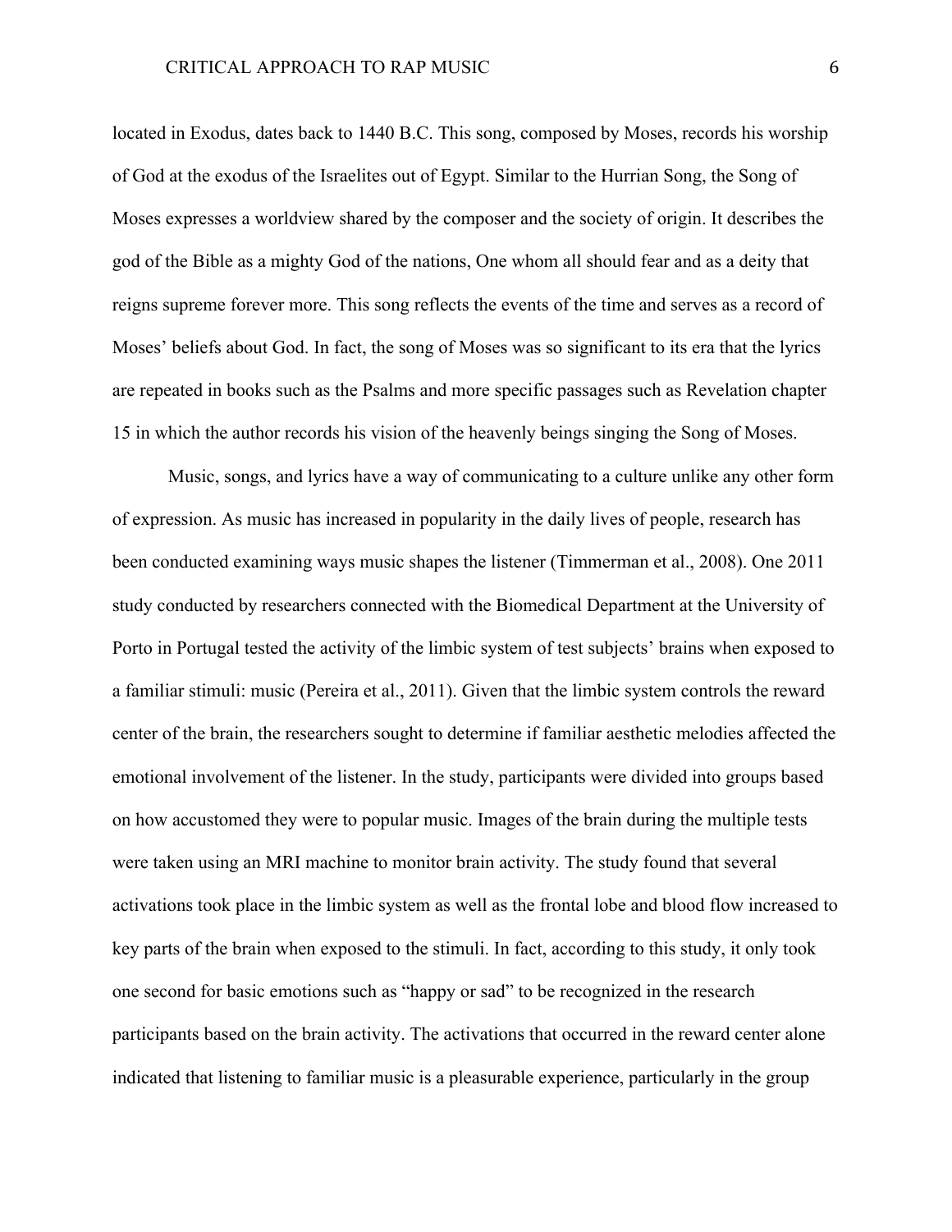located in Exodus, dates back to 1440 B.C. This song, composed by Moses, records his worship of God at the exodus of the Israelites out of Egypt. Similar to the Hurrian Song, the Song of Moses expresses a worldview shared by the composer and the society of origin. It describes the god of the Bible as a mighty God of the nations, One whom all should fear and as a deity that reigns supreme forever more. This song reflects the events of the time and serves as a record of Moses' beliefs about God. In fact, the song of Moses was so significant to its era that the lyrics are repeated in books such as the Psalms and more specific passages such as Revelation chapter 15 in which the author records his vision of the heavenly beings singing the Song of Moses.

Music, songs, and lyrics have a way of communicating to a culture unlike any other form of expression. As music has increased in popularity in the daily lives of people, research has been conducted examining ways music shapes the listener (Timmerman et al., 2008). One 2011 study conducted by researchers connected with the Biomedical Department at the University of Porto in Portugal tested the activity of the limbic system of test subjects' brains when exposed to a familiar stimuli: music (Pereira et al., 2011). Given that the limbic system controls the reward center of the brain, the researchers sought to determine if familiar aesthetic melodies affected the emotional involvement of the listener. In the study, participants were divided into groups based on how accustomed they were to popular music. Images of the brain during the multiple tests were taken using an MRI machine to monitor brain activity. The study found that several activations took place in the limbic system as well as the frontal lobe and blood flow increased to key parts of the brain when exposed to the stimuli. In fact, according to this study, it only took one second for basic emotions such as "happy or sad" to be recognized in the research participants based on the brain activity. The activations that occurred in the reward center alone indicated that listening to familiar music is a pleasurable experience, particularly in the group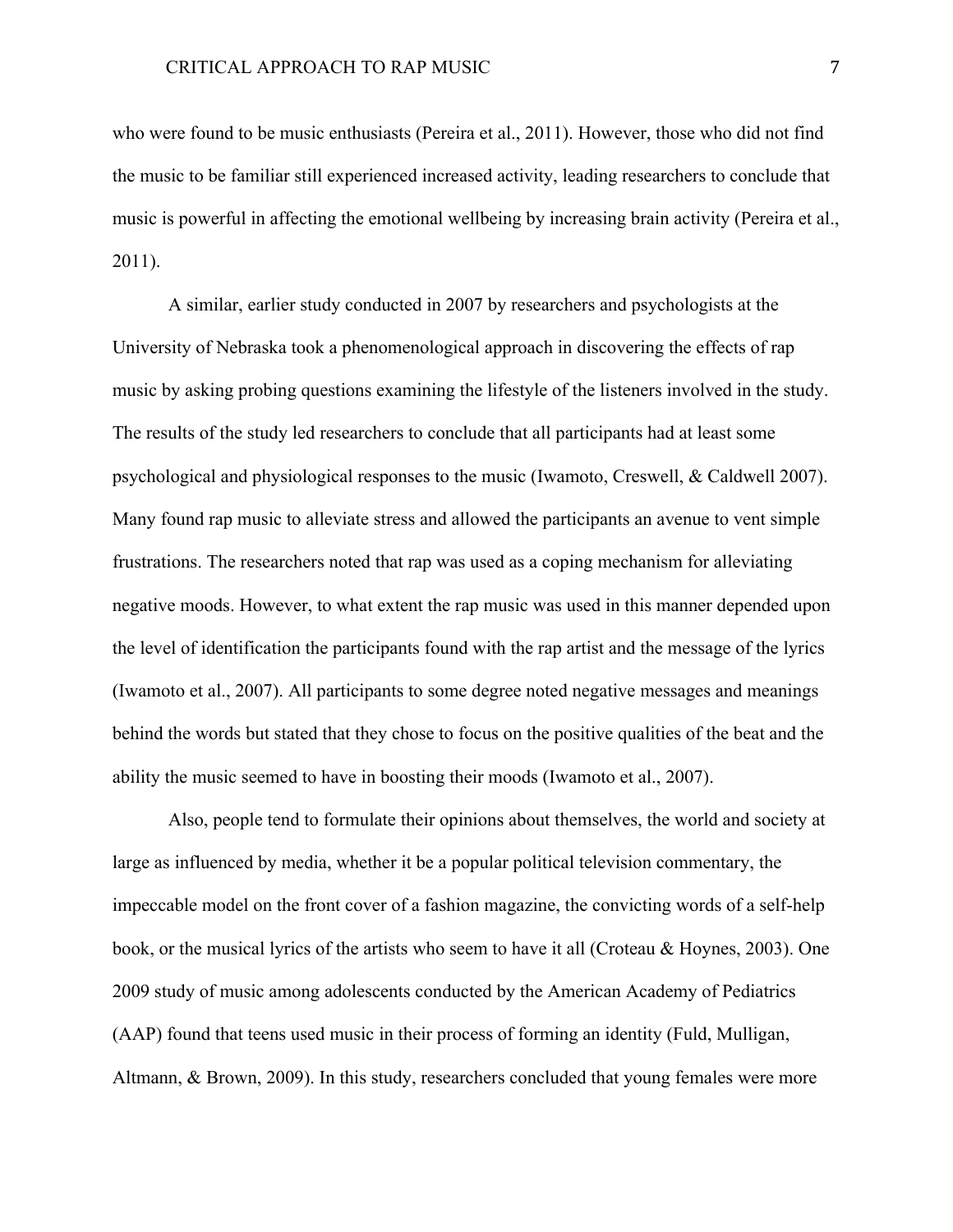who were found to be music enthusiasts (Pereira et al., 2011). However, those who did not find the music to be familiar still experienced increased activity, leading researchers to conclude that music is powerful in affecting the emotional wellbeing by increasing brain activity (Pereira et al., 2011).

A similar, earlier study conducted in 2007 by researchers and psychologists at the University of Nebraska took a phenomenological approach in discovering the effects of rap music by asking probing questions examining the lifestyle of the listeners involved in the study. The results of the study led researchers to conclude that all participants had at least some psychological and physiological responses to the music (Iwamoto, Creswell, & Caldwell 2007). Many found rap music to alleviate stress and allowed the participants an avenue to vent simple frustrations. The researchers noted that rap was used as a coping mechanism for alleviating negative moods. However, to what extent the rap music was used in this manner depended upon the level of identification the participants found with the rap artist and the message of the lyrics (Iwamoto et al., 2007). All participants to some degree noted negative messages and meanings behind the words but stated that they chose to focus on the positive qualities of the beat and the ability the music seemed to have in boosting their moods (Iwamoto et al., 2007).

Also, people tend to formulate their opinions about themselves, the world and society at large as influenced by media, whether it be a popular political television commentary, the impeccable model on the front cover of a fashion magazine, the convicting words of a self-help book, or the musical lyrics of the artists who seem to have it all (Croteau & Hoynes, 2003). One 2009 study of music among adolescents conducted by the American Academy of Pediatrics (AAP) found that teens used music in their process of forming an identity (Fuld, Mulligan, Altmann, & Brown, 2009). In this study, researchers concluded that young females were more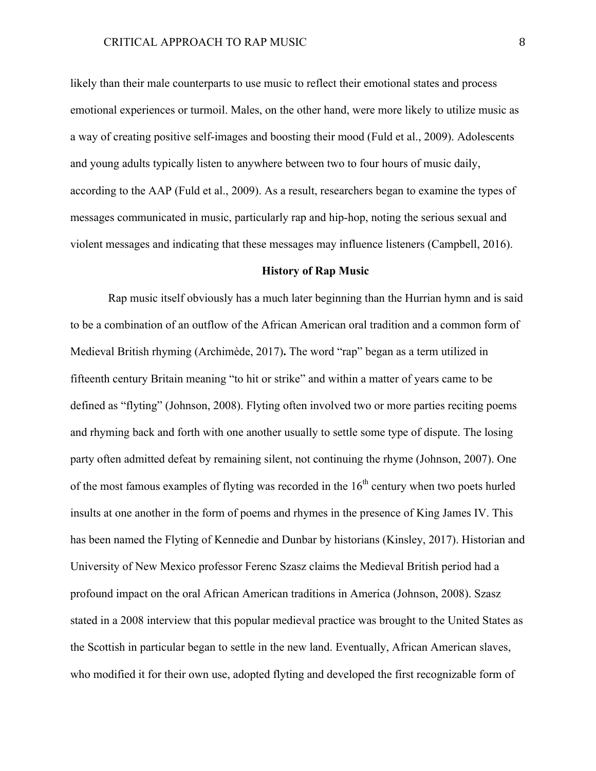likely than their male counterparts to use music to reflect their emotional states and process emotional experiences or turmoil. Males, on the other hand, were more likely to utilize music as a way of creating positive self-images and boosting their mood (Fuld et al., 2009). Adolescents and young adults typically listen to anywhere between two to four hours of music daily, according to the AAP (Fuld et al., 2009). As a result, researchers began to examine the types of messages communicated in music, particularly rap and hip-hop, noting the serious sexual and violent messages and indicating that these messages may influence listeners (Campbell, 2016).

## History of Rap Music

Rap music itself obviously has a much later beginning than the Hurrian hymn and is said to be a combination of an outflow of the African American oral tradition and a common form of Medieval British rhyming (Archimède, 2017)**.** The word "rap" began as a term utilized in fifteenth century Britain meaning "to hit or strike" and within a matter of years came to be defined as "flyting" (Johnson, 2008). Flyting often involved two or more parties reciting poems and rhyming back and forth with one another usually to settle some type of dispute. The losing party often admitted defeat by remaining silent, not continuing the rhyme (Johnson, 2007). One of the most famous examples of flyting was recorded in the 16th century when two poets hurled insults at one another in the form of poems and rhymes in the presence of King James IV. This has been named the Flyting of Kennedie and Dunbar by historians (Kinsley, 2017). Historian and University of New Mexico professor Ferenc Szasz claims the Medieval British period had a profound impact on the oral African American traditions in America (Johnson, 2008). Szasz stated in a 2008 interview that this popular medieval practice was brought to the United States as the Scottish in particular began to settle in the new land. Eventually, African American slaves, who modified it for their own use, adopted flyting and developed the first recognizable form of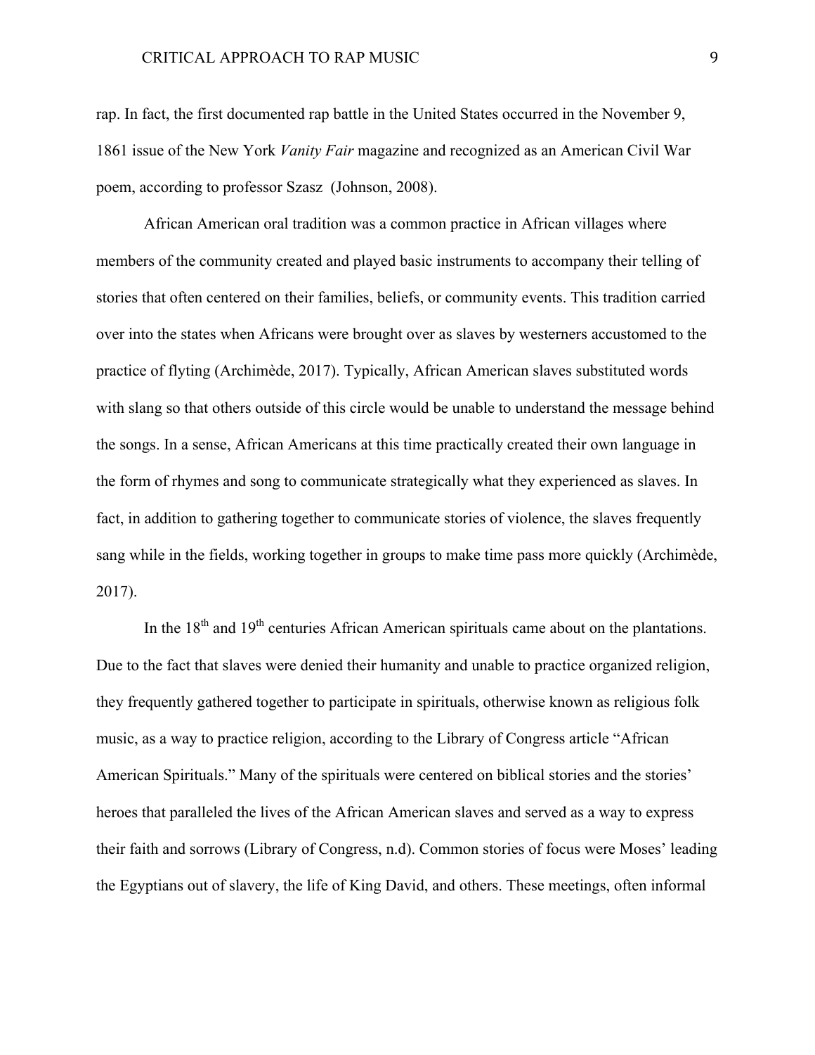rap. In fact, the first documented rap battle in the United States occurred in the November 9, 1861 issue of the New York *Vanity Fair* magazine and recognized as an American Civil War poem, according to professor Szasz (Johnson, 2008).

African American oral tradition was a common practice in African villages where members of the community created and played basic instruments to accompany their telling of stories that often centered on their families, beliefs, or community events. This tradition carried over into the states when Africans were brought over as slaves by westerners accustomed to the practice of flyting (Archimède, 2017). Typically, African American slaves substituted words with slang so that others outside of this circle would be unable to understand the message behind the songs. In a sense, African Americans at this time practically created their own language in the form of rhymes and song to communicate strategically what they experienced as slaves. In fact, in addition to gathering together to communicate stories of violence, the slaves frequently sang while in the fields, working together in groups to make time pass more quickly (Archimède, 2017).

In the 18th and 19th centuries African American spirituals came about on the plantations. Due to the fact that slaves were denied their humanity and unable to practice organized religion, they frequently gathered together to participate in spirituals, otherwise known as religious folk music, as a way to practice religion, according to the Library of Congress article "African American Spirituals." Many of the spirituals were centered on biblical stories and the stories' heroes that paralleled the lives of the African American slaves and served as a way to express their faith and sorrows (Library of Congress, n.d). Common stories of focus were Moses' leading the Egyptians out of slavery, the life of King David, and others. These meetings, often informal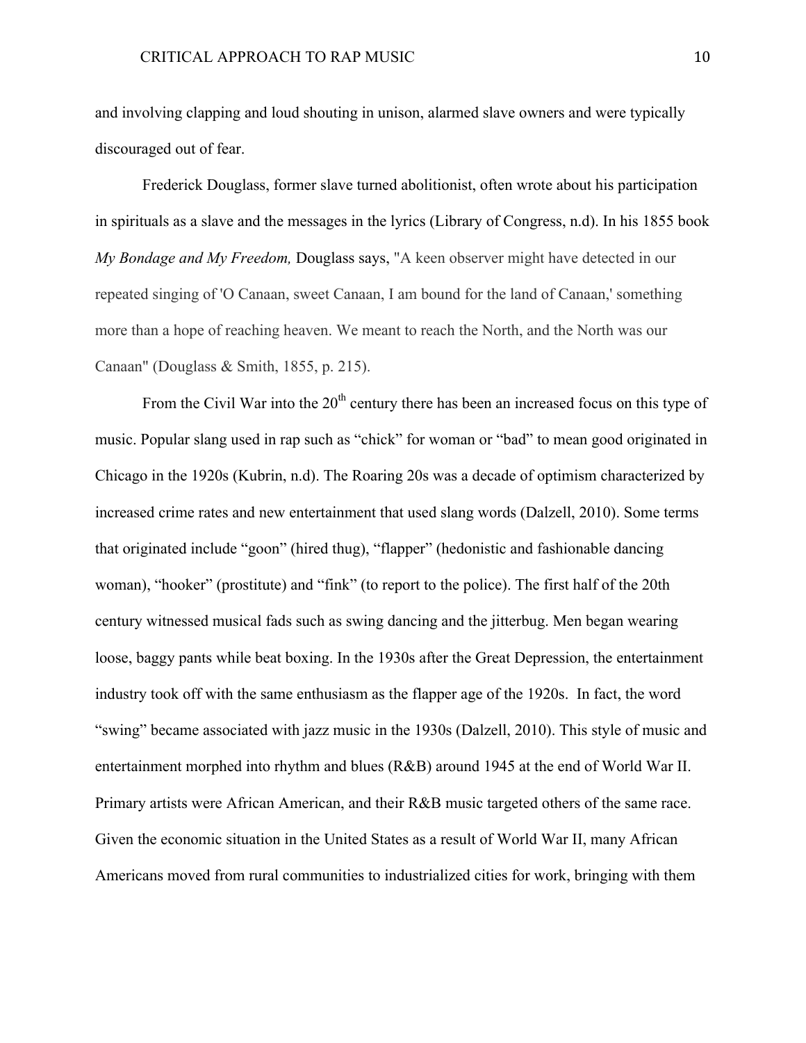and involving clapping and loud shouting in unison, alarmed slave owners and were typically discouraged out of fear.

Frederick Douglass, former slave turned abolitionist, often wrote about his participation in spirituals as a slave and the messages in the lyrics (Library of Congress, n.d). In his 1855 book *My Bondage and My Freedom,* Douglass says, "A keen observer might have detected in our repeated singing of 'O Canaan, sweet Canaan, I am bound for the land of Canaan,' something more than a hope of reaching heaven. We meant to reach the North, and the North was our Canaan" (Douglass & Smith, 1855, p. 215).

From the Civil War into the 20th century there has been an increased focus on this type of music. Popular slang used in rap such as "chick" for woman or "bad" to mean good originated in Chicago in the 1920s (Kubrin, n.d). The Roaring 20s was a decade of optimism characterized by increased crime rates and new entertainment that used slang words (Dalzell, 2010). Some terms that originated include "goon" (hired thug), "flapper" (hedonistic and fashionable dancing woman), "hooker" (prostitute) and "fink" (to report to the police). The first half of the 20th century witnessed musical fads such as swing dancing and the jitterbug. Men began wearing loose, baggy pants while beat boxing. In the 1930s after the Great Depression, the entertainment industry took off with the same enthusiasm as the flapper age of the 1920s. In fact, the word "swing" became associated with jazz music in the 1930s (Dalzell, 2010). This style of music and entertainment morphed into rhythm and blues (R&B) around 1945 at the end of World War II. Primary artists were African American, and their R&B music targeted others of the same race. Given the economic situation in the United States as a result of World War II, many African Americans moved from rural communities to industrialized cities for work, bringing with them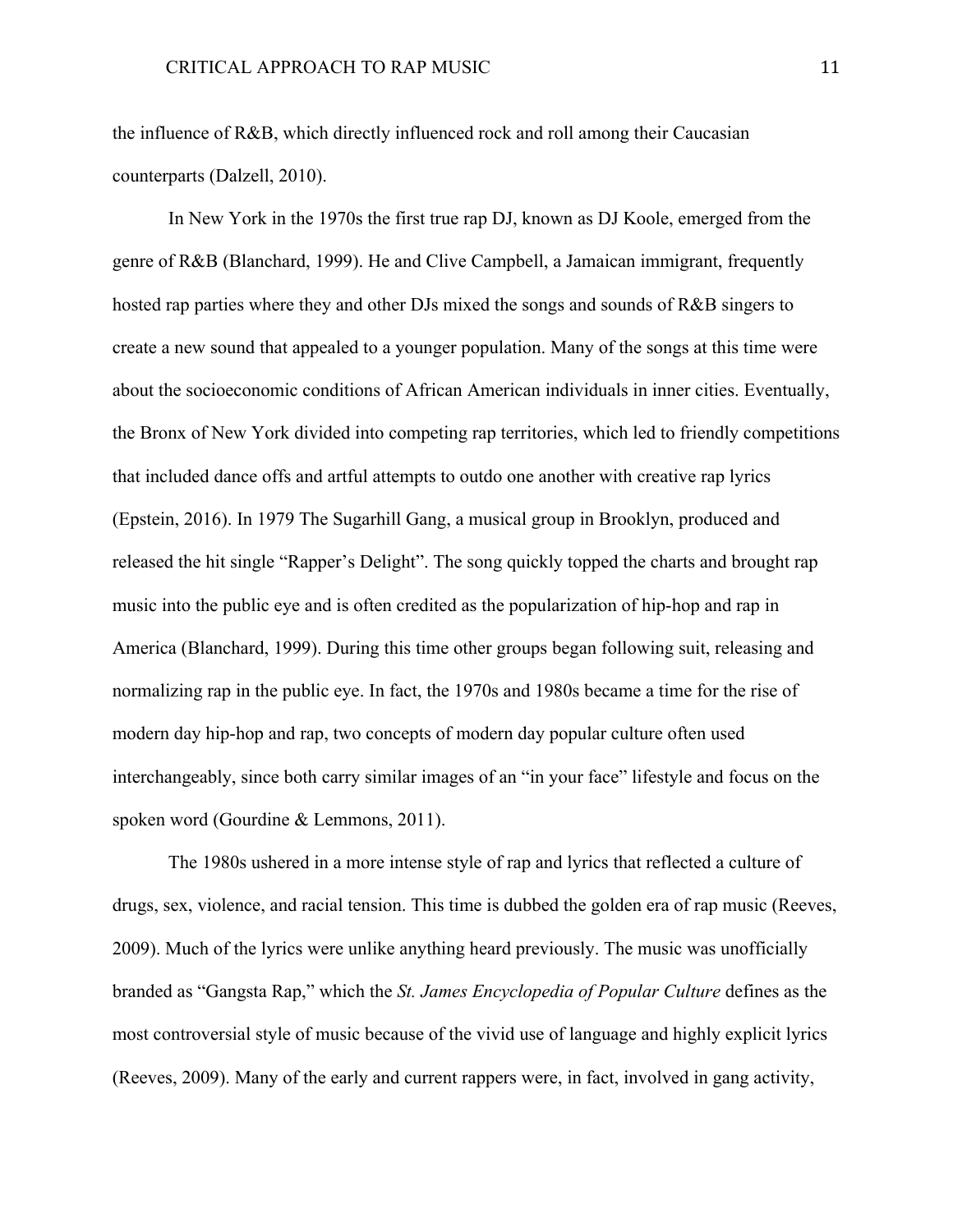the influence of R&B, which directly influenced rock and roll among their Caucasian counterparts (Dalzell, 2010).

In New York in the 1970s the first true rap DJ, known as DJ Koole, emerged from the genre of R&B (Blanchard, 1999). He and Clive Campbell, a Jamaican immigrant, frequently hosted rap parties where they and other DJs mixed the songs and sounds of R&B singers to create a new sound that appealed to a younger population. Many of the songs at this time were about the socioeconomic conditions of African American individuals in inner cities. Eventually, the Bronx of New York divided into competing rap territories, which led to friendly competitions that included dance offs and artful attempts to outdo one another with creative rap lyrics (Epstein, 2016). In 1979 The Sugarhill Gang, a musical group in Brooklyn, produced and released the hit single “Rapper’s Delight”. The song quickly topped the charts and brought rap music into the public eye and is often credited as the popularization of hip-hop and rap in America (Blanchard, 1999). During this time other groups began following suit, releasing and normalizing rap in the public eye. In fact, the 1970s and 1980s became a time for the rise of modern day hip-hop and rap, two concepts of modern day popular culture often used interchangeably, since both carry similar images of an “in your face” lifestyle and focus on the spoken word (Gourdine & Lemmons, 2011).

The 1980s ushered in a more intense style of rap and lyrics that reflected a culture of drugs, sex, violence, and racial tension. This time is dubbed the golden era of rap music (Reeves, 2009). Much of the lyrics were unlike anything heard previously. The music was unofficially branded as “Gangsta Rap,” which the *St. James Encyclopedia of Popular Culture* defines as the most controversial style of music because of the vivid use of language and highly explicit lyrics (Reeves, 2009). Many of the early and current rappers were, in fact, involved in gang activity,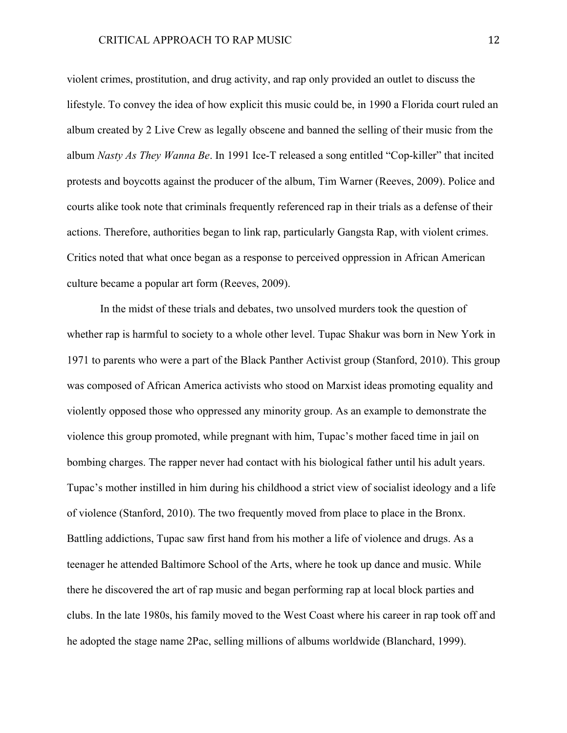violent crimes, prostitution, and drug activity, and rap only provided an outlet to discuss the lifestyle. To convey the idea of how explicit this music could be, in 1990 a Florida court ruled an album created by 2 Live Crew as legally obscene and banned the selling of their music from the album *Nasty As They Wanna Be*. In 1991 Ice-T released a song entitled "Cop-killer" that incited protests and boycotts against the producer of the album, Tim Warner (Reeves, 2009). Police and courts alike took note that criminals frequently referenced rap in their trials as a defense of their actions. Therefore, authorities began to link rap, particularly Gangsta Rap, with violent crimes. Critics noted that what once began as a response to perceived oppression in African American culture became a popular art form (Reeves, 2009).

In the midst of these trials and debates, two unsolved murders took the question of whether rap is harmful to society to a whole other level. Tupac Shakur was born in New York in 1971 to parents who were a part of the Black Panther Activist group (Stanford, 2010). This group was composed of African America activists who stood on Marxist ideas promoting equality and violently opposed those who oppressed any minority group. As an example to demonstrate the violence this group promoted, while pregnant with him, Tupac's mother faced time in jail on bombing charges. The rapper never had contact with his biological father until his adult years. Tupac's mother instilled in him during his childhood a strict view of socialist ideology and a life of violence (Stanford, 2010). The two frequently moved from place to place in the Bronx. Battling addictions, Tupac saw first hand from his mother a life of violence and drugs. As a teenager he attended Baltimore School of the Arts, where he took up dance and music. While there he discovered the art of rap music and began performing rap at local block parties and clubs. In the late 1980s, his family moved to the West Coast where his career in rap took off and he adopted the stage name 2Pac, selling millions of albums worldwide (Blanchard, 1999).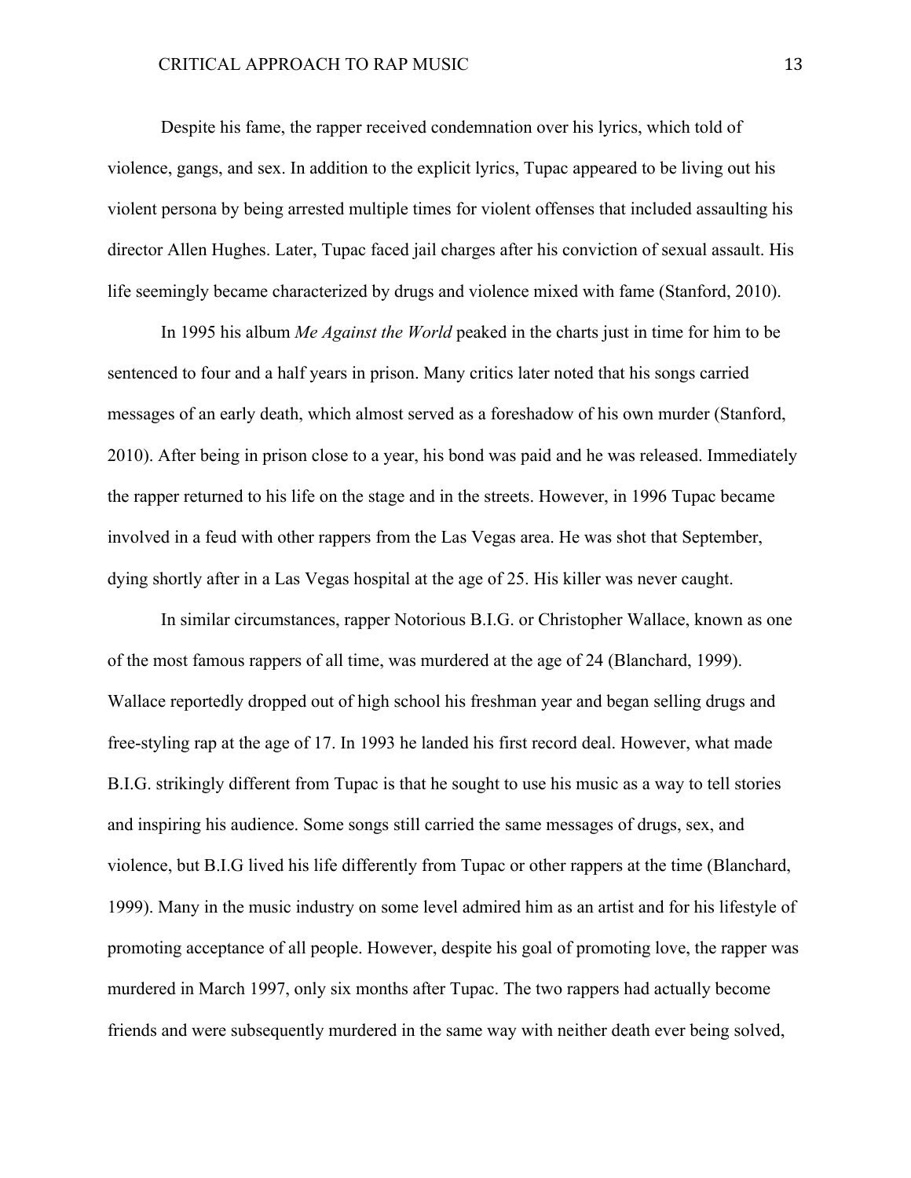Despite his fame, the rapper received condemnation over his lyrics, which told of violence, gangs, and sex. In addition to the explicit lyrics, Tupac appeared to be living out his violent persona by being arrested multiple times for violent offenses that included assaulting his director Allen Hughes. Later, Tupac faced jail charges after his conviction of sexual assault. His life seemingly became characterized by drugs and violence mixed with fame (Stanford, 2010).

In 1995 his album *Me Against the World* peaked in the charts just in time for him to be sentenced to four and a half years in prison. Many critics later noted that his songs carried messages of an early death, which almost served as a foreshadow of his own murder (Stanford, 2010). After being in prison close to a year, his bond was paid and he was released. Immediately the rapper returned to his life on the stage and in the streets. However, in 1996 Tupac became involved in a feud with other rappers from the Las Vegas area. He was shot that September, dying shortly after in a Las Vegas hospital at the age of 25. His killer was never caught.

In similar circumstances, rapper Notorious B.I.G. or Christopher Wallace, known as one of the most famous rappers of all time, was murdered at the age of 24 (Blanchard, 1999). Wallace reportedly dropped out of high school his freshman year and began selling drugs and free-styling rap at the age of 17. In 1993 he landed his first record deal. However, what made B.I.G. strikingly different from Tupac is that he sought to use his music as a way to tell stories and inspiring his audience. Some songs still carried the same messages of drugs, sex, and violence, but B.I.G lived his life differently from Tupac or other rappers at the time (Blanchard, 1999). Many in the music industry on some level admired him as an artist and for his lifestyle of promoting acceptance of all people. However, despite his goal of promoting love, the rapper was murdered in March 1997, only six months after Tupac. The two rappers had actually become friends and were subsequently murdered in the same way with neither death ever being solved,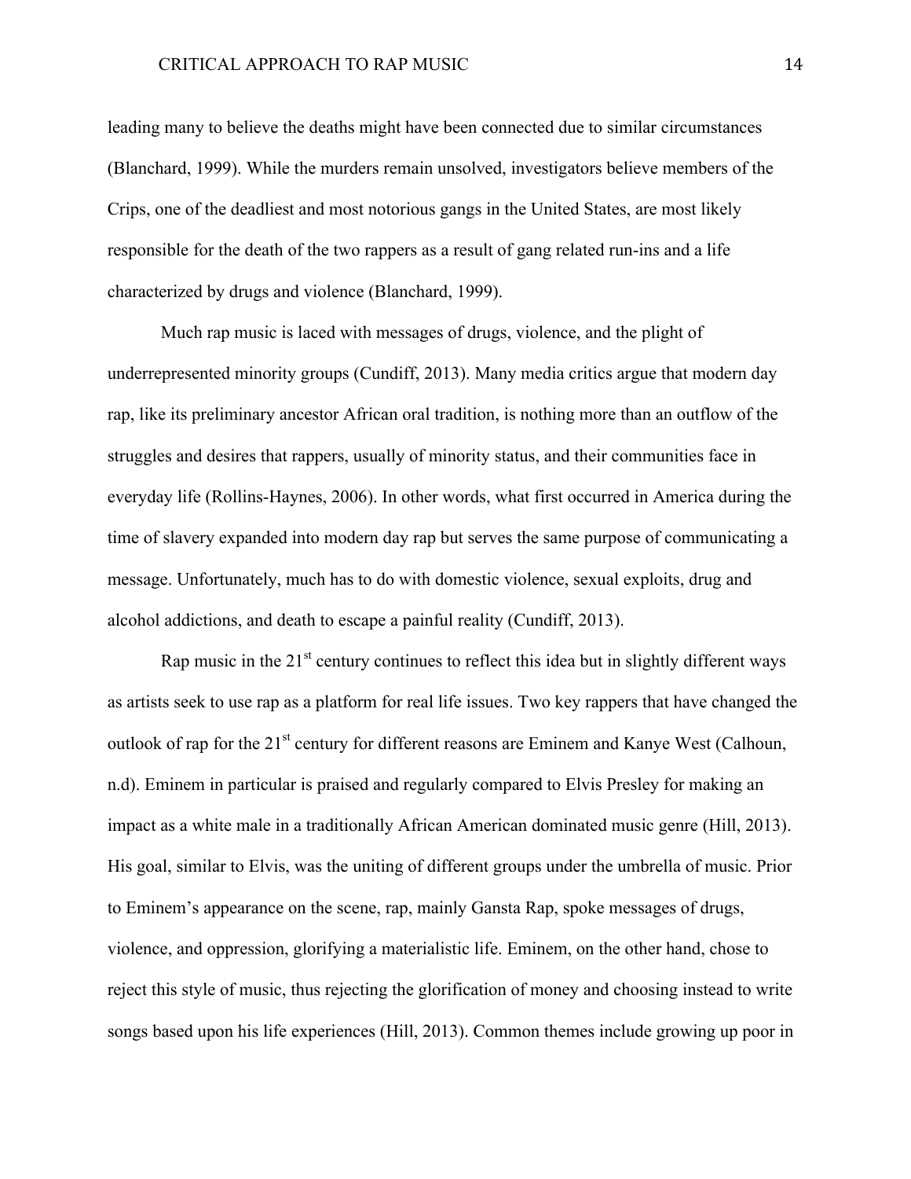leading many to believe the deaths might have been connected due to similar circumstances (Blanchard, 1999). While the murders remain unsolved, investigators believe members of the Crips, one of the deadliest and most notorious gangs in the United States, are most likely responsible for the death of the two rappers as a result of gang related run-ins and a life characterized by drugs and violence (Blanchard, 1999).

Much rap music is laced with messages of drugs, violence, and the plight of underrepresented minority groups (Cundiff, 2013). Many media critics argue that modern day rap, like its preliminary ancestor African oral tradition, is nothing more than an outflow of the struggles and desires that rappers, usually of minority status, and their communities face in everyday life (Rollins-Haynes, 2006). In other words, what first occurred in America during the time of slavery expanded into modern day rap but serves the same purpose of communicating a message. Unfortunately, much has to do with domestic violence, sexual exploits, drug and alcohol addictions, and death to escape a painful reality (Cundiff, 2013).

Rap music in the 21st century continues to reflect this idea but in slightly different ways as artists seek to use rap as a platform for real life issues. Two key rappers that have changed the outlook of rap for the 21st century for different reasons are Eminem and Kanye West (Calhoun, n.d). Eminem in particular is praised and regularly compared to Elvis Presley for making an impact as a white male in a traditionally African American dominated music genre (Hill, 2013). His goal, similar to Elvis, was the uniting of different groups under the umbrella of music. Prior to Eminem's appearance on the scene, rap, mainly Gansta Rap, spoke messages of drugs, violence, and oppression, glorifying a materialistic life. Eminem, on the other hand, chose to reject this style of music, thus rejecting the glorification of money and choosing instead to write songs based upon his life experiences (Hill, 2013). Common themes include growing up poor in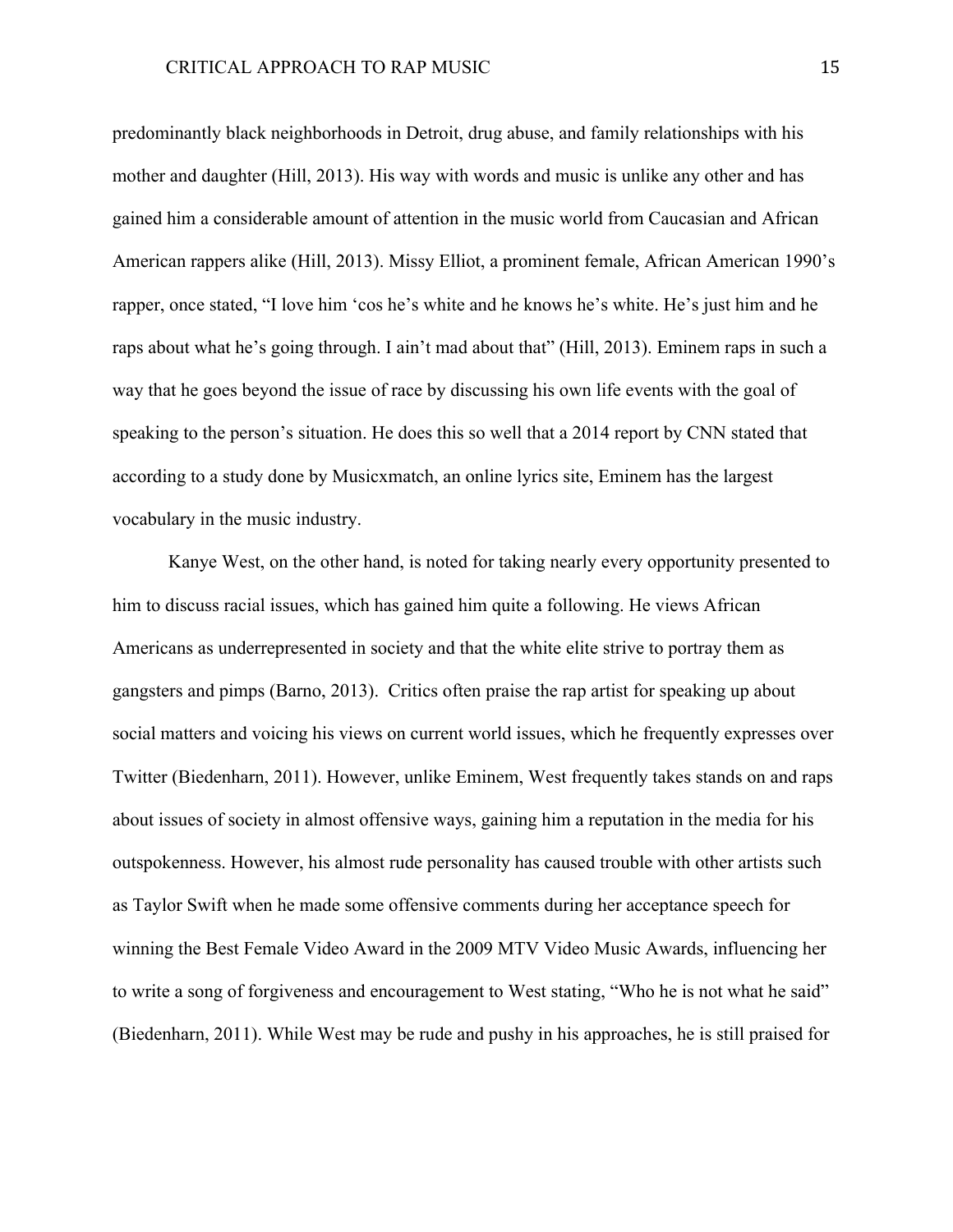predominantly black neighborhoods in Detroit, drug abuse, and family relationships with his mother and daughter (Hill, 2013). His way with words and music is unlike any other and has gained him a considerable amount of attention in the music world from Caucasian and African American rappers alike (Hill, 2013). Missy Elliot, a prominent female, African American 1990's rapper, once stated, "I love him 'cos he's white and he knows he's white. He's just him and he raps about what he's going through. I ain't mad about that" (Hill, 2013). Eminem raps in such a way that he goes beyond the issue of race by discussing his own life events with the goal of speaking to the person's situation. He does this so well that a 2014 report by CNN stated that according to a study done by Musicxmatch, an online lyrics site, Eminem has the largest vocabulary in the music industry.

Kanye West, on the other hand, is noted for taking nearly every opportunity presented to him to discuss racial issues, which has gained him quite a following. He views African Americans as underrepresented in society and that the white elite strive to portray them as gangsters and pimps (Barno, 2013). Critics often praise the rap artist for speaking up about social matters and voicing his views on current world issues, which he frequently expresses over Twitter (Biedenharn, 2011). However, unlike Eminem, West frequently takes stands on and raps about issues of society in almost offensive ways, gaining him a reputation in the media for his outspokenness. However, his almost rude personality has caused trouble with other artists such as Taylor Swift when he made some offensive comments during her acceptance speech for winning the Best Female Video Award in the 2009 MTV Video Music Awards, influencing her to write a song of forgiveness and encouragement to West stating, "Who he is not what he said" (Biedenharn, 2011). While West may be rude and pushy in his approaches, he is still praised for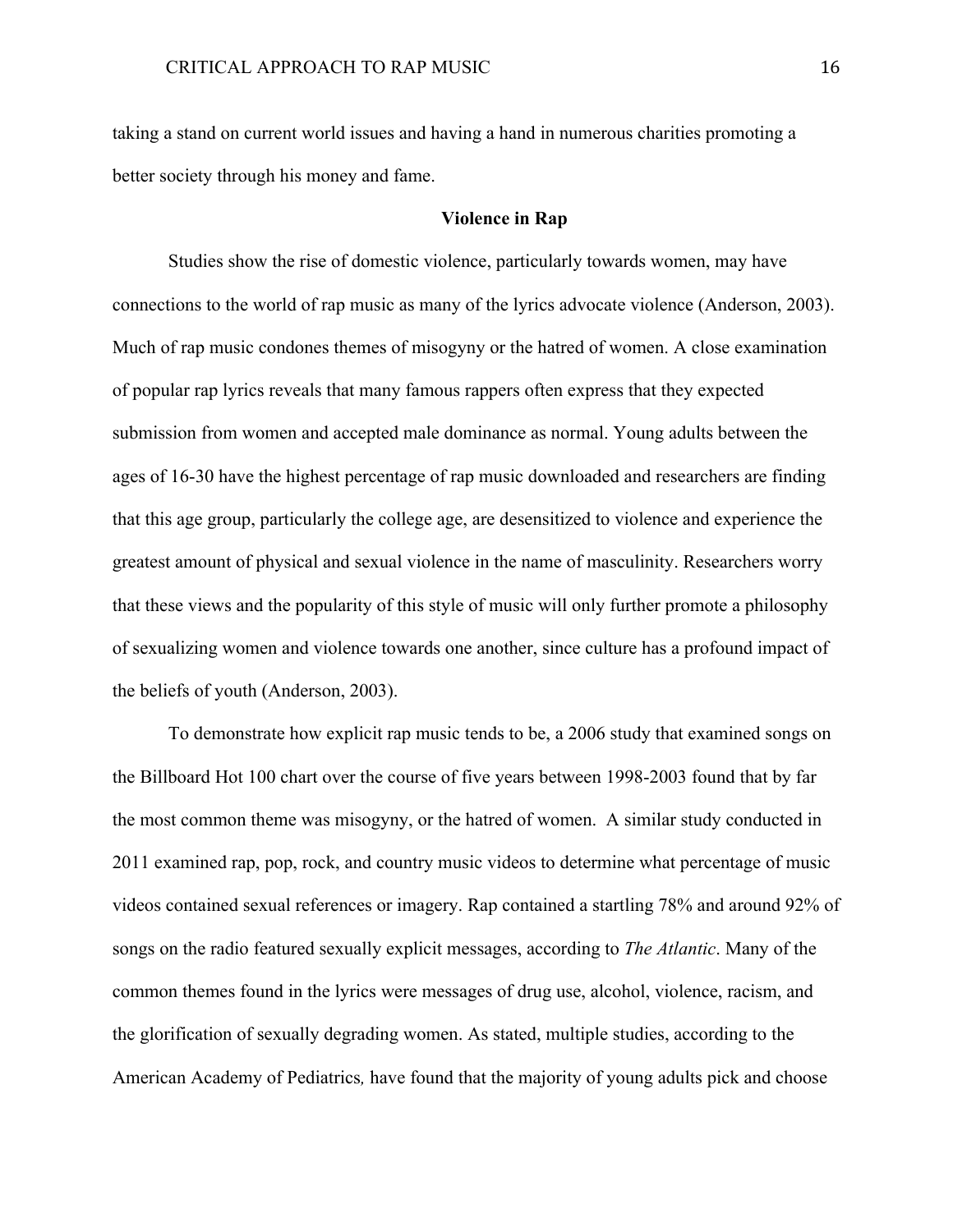taking a stand on current world issues and having a hand in numerous charities promoting a better society through his money and fame.

## Violence in Rap

Studies show the rise of domestic violence, particularly towards women, may have connections to the world of rap music as many of the lyrics advocate violence (Anderson, 2003). Much of rap music condones themes of misogyny or the hatred of women. A close examination of popular rap lyrics reveals that many famous rappers often express that they expected submission from women and accepted male dominance as normal. Young adults between the ages of 16-30 have the highest percentage of rap music downloaded and researchers are finding that this age group, particularly the college age, are desensitized to violence and experience the greatest amount of physical and sexual violence in the name of masculinity. Researchers worry that these views and the popularity of this style of music will only further promote a philosophy of sexualizing women and violence towards one another, since culture has a profound impact of the beliefs of youth (Anderson, 2003).

To demonstrate how explicit rap music tends to be, a 2006 study that examined songs on the Billboard Hot 100 chart over the course of five years between 1998-2003 found that by far the most common theme was misogyny, or the hatred of women. A similar study conducted in 2011 examined rap, pop, rock, and country music videos to determine what percentage of music videos contained sexual references or imagery. Rap contained a startling 78% and around 92% of songs on the radio featured sexually explicit messages, according to *The Atlantic*. Many of the common themes found in the lyrics were messages of drug use, alcohol, violence, racism, and the glorification of sexually degrading women. As stated, multiple studies, according to the American Academy of Pediatrics*,* have found that the majority of young adults pick and choose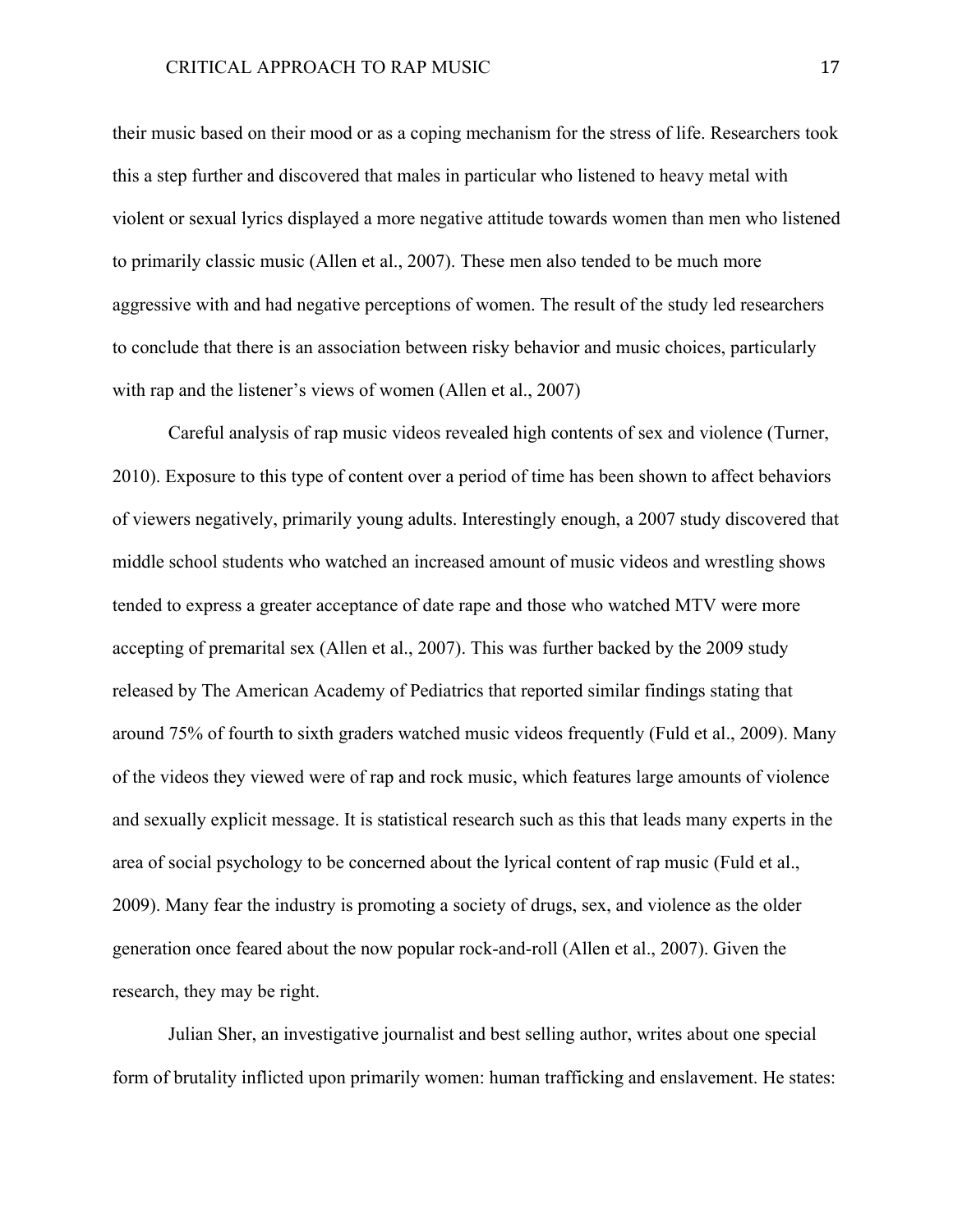their music based on their mood or as a coping mechanism for the stress of life. Researchers took this a step further and discovered that males in particular who listened to heavy metal with violent or sexual lyrics displayed a more negative attitude towards women than men who listened to primarily classic music (Allen et al., 2007). These men also tended to be much more aggressive with and had negative perceptions of women. The result of the study led researchers to conclude that there is an association between risky behavior and music choices, particularly with rap and the listener's views of women (Allen et al., 2007)

Careful analysis of rap music videos revealed high contents of sex and violence (Turner, 2010). Exposure to this type of content over a period of time has been shown to affect behaviors of viewers negatively, primarily young adults. Interestingly enough, a 2007 study discovered that middle school students who watched an increased amount of music videos and wrestling shows tended to express a greater acceptance of date rape and those who watched MTV were more accepting of premarital sex (Allen et al., 2007). This was further backed by the 2009 study released by The American Academy of Pediatrics that reported similar findings stating that around 75% of fourth to sixth graders watched music videos frequently (Fuld et al., 2009). Many of the videos they viewed were of rap and rock music, which features large amounts of violence and sexually explicit message. It is statistical research such as this that leads many experts in the area of social psychology to be concerned about the lyrical content of rap music (Fuld et al., 2009). Many fear the industry is promoting a society of drugs, sex, and violence as the older generation once feared about the now popular rock-and-roll (Allen et al., 2007). Given the research, they may be right.

Julian Sher, an investigative journalist and best selling author, writes about one special form of brutality inflicted upon primarily women: human trafficking and enslavement. He states: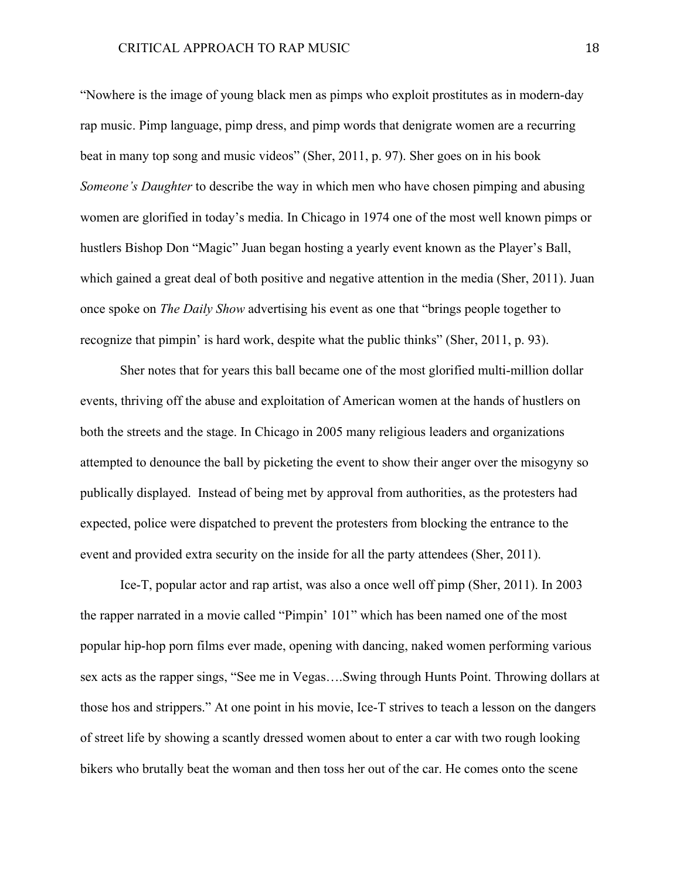"Nowhere is the image of young black men as pimps who exploit prostitutes as in modern-day rap music. Pimp language, pimp dress, and pimp words that denigrate women are a recurring beat in many top song and music videos" (Sher, 2011, p. 97). Sher goes on in his book *Someone's Daughter* to describe the way in which men who have chosen pimping and abusing women are glorified in today's media. In Chicago in 1974 one of the most well known pimps or hustlers Bishop Don "Magic" Juan began hosting a yearly event known as the Player's Ball, which gained a great deal of both positive and negative attention in the media (Sher, 2011). Juan once spoke on *The Daily Show* advertising his event as one that "brings people together to recognize that pimpin' is hard work, despite what the public thinks" (Sher, 2011, p. 93).

Sher notes that for years this ball became one of the most glorified multi-million dollar events, thriving off the abuse and exploitation of American women at the hands of hustlers on both the streets and the stage. In Chicago in 2005 many religious leaders and organizations attempted to denounce the ball by picketing the event to show their anger over the misogyny so publically displayed. Instead of being met by approval from authorities, as the protesters had expected, police were dispatched to prevent the protesters from blocking the entrance to the event and provided extra security on the inside for all the party attendees (Sher, 2011).

Ice-T, popular actor and rap artist, was also a once well off pimp (Sher, 2011). In 2003 the rapper narrated in a movie called "Pimpin' 101" which has been named one of the most popular hip-hop porn films ever made, opening with dancing, naked women performing various sex acts as the rapper sings, "See me in Vegas….Swing through Hunts Point. Throwing dollars at those hos and strippers." At one point in his movie, Ice-T strives to teach a lesson on the dangers of street life by showing a scantly dressed women about to enter a car with two rough looking bikers who brutally beat the woman and then toss her out of the car. He comes onto the scene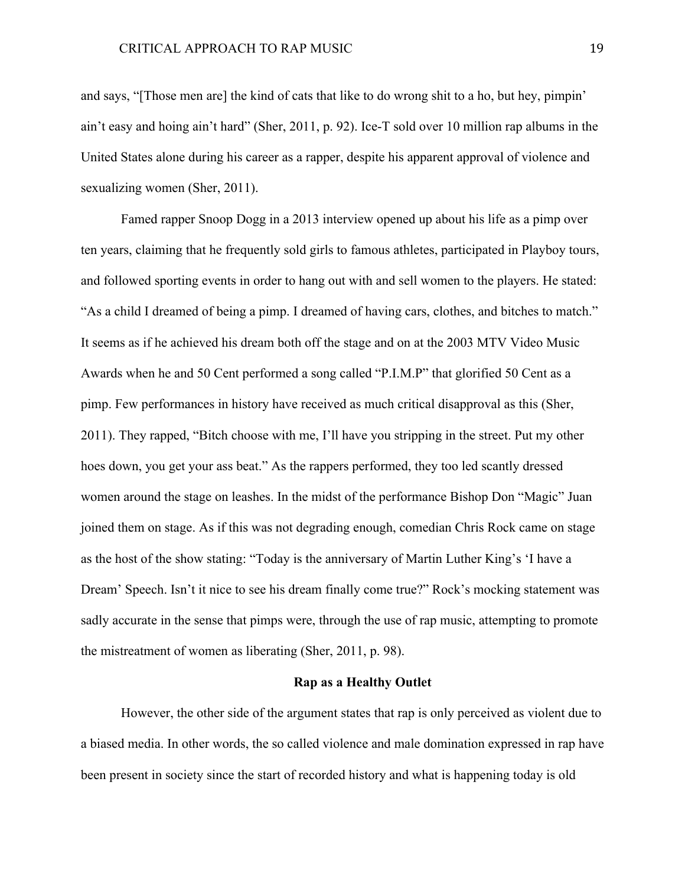and says, "[Those men are] the kind of cats that like to do wrong shit to a ho, but hey, pimpin' ain't easy and hoing ain't hard" (Sher, 2011, p. 92). Ice-T sold over 10 million rap albums in the United States alone during his career as a rapper, despite his apparent approval of violence and sexualizing women (Sher, 2011).

Famed rapper Snoop Dogg in a 2013 interview opened up about his life as a pimp over ten years, claiming that he frequently sold girls to famous athletes, participated in Playboy tours, and followed sporting events in order to hang out with and sell women to the players. He stated: "As a child I dreamed of being a pimp. I dreamed of having cars, clothes, and bitches to match." It seems as if he achieved his dream both off the stage and on at the 2003 MTV Video Music Awards when he and 50 Cent performed a song called "P.I.M.P" that glorified 50 Cent as a pimp. Few performances in history have received as much critical disapproval as this (Sher, 2011). They rapped, "Bitch choose with me, I'll have you stripping in the street. Put my other hoes down, you get your ass beat." As the rappers performed, they too led scantly dressed women around the stage on leashes. In the midst of the performance Bishop Don "Magic" Juan joined them on stage. As if this was not degrading enough, comedian Chris Rock came on stage as the host of the show stating: "Today is the anniversary of Martin Luther King's 'I have a Dream' Speech. Isn't it nice to see his dream finally come true?" Rock's mocking statement was sadly accurate in the sense that pimps were, through the use of rap music, attempting to promote the mistreatment of women as liberating (Sher, 2011, p. 98).

## Rap as a Healthy Outlet

However, the other side of the argument states that rap is only perceived as violent due to a biased media. In other words, the so called violence and male domination expressed in rap have been present in society since the start of recorded history and what is happening today is old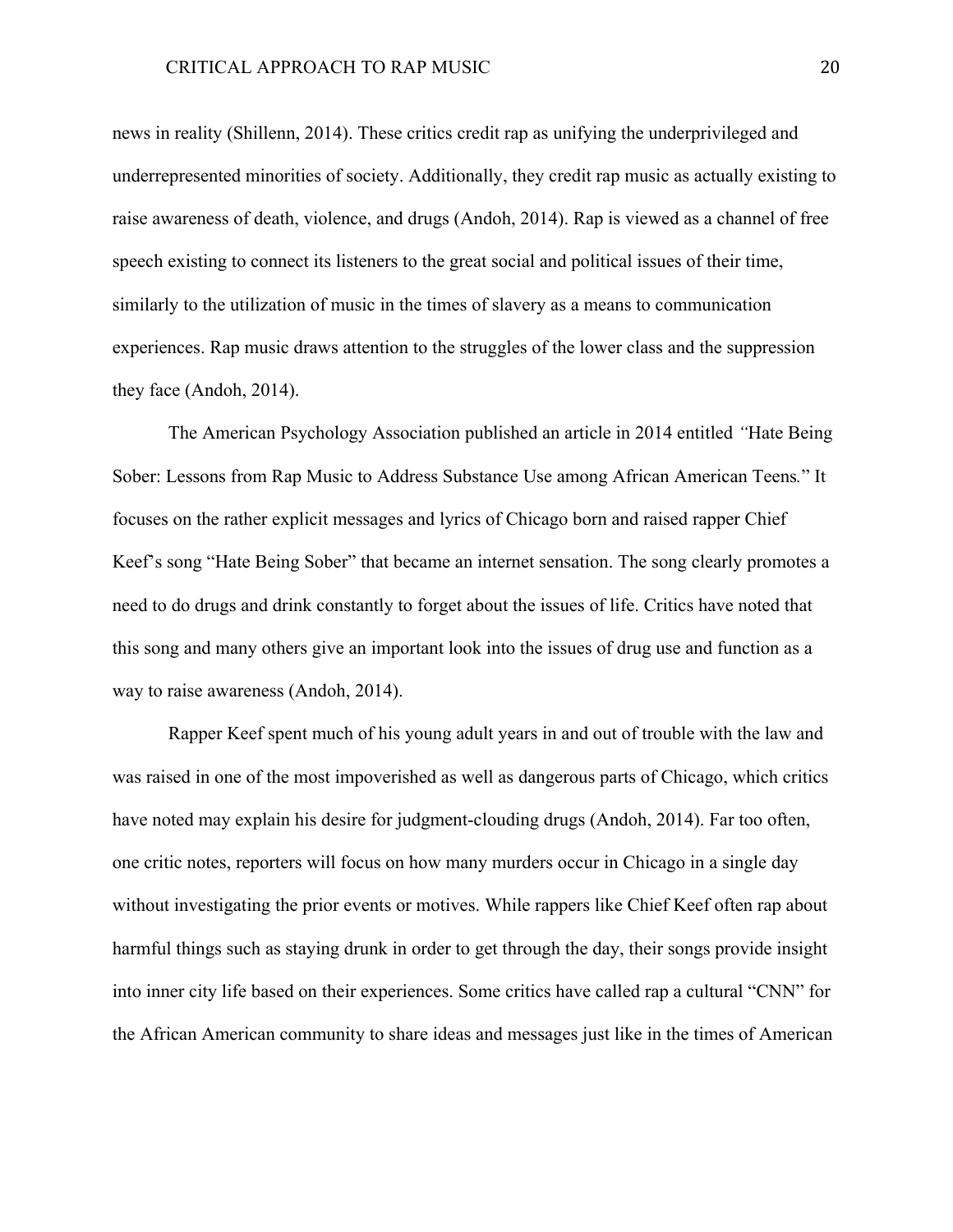news in reality (Shillenn, 2014). These critics credit rap as unifying the underprivileged and underrepresented minorities of society. Additionally, they credit rap music as actually existing to raise awareness of death, violence, and drugs (Andoh, 2014). Rap is viewed as a channel of free speech existing to connect its listeners to the great social and political issues of their time, similarly to the utilization of music in the times of slavery as a means to communication experiences. Rap music draws attention to the struggles of the lower class and the suppression they face (Andoh, 2014).

The American Psychology Association published an article in 2014 entitled *"*Hate Being Sober: Lessons from Rap Music to Address Substance Use among African American Teens*.*" It focuses on the rather explicit messages and lyrics of Chicago born and raised rapper Chief Keef's song "Hate Being Sober" that became an internet sensation. The song clearly promotes a need to do drugs and drink constantly to forget about the issues of life. Critics have noted that this song and many others give an important look into the issues of drug use and function as a way to raise awareness (Andoh, 2014).

Rapper Keef spent much of his young adult years in and out of trouble with the law and was raised in one of the most impoverished as well as dangerous parts of Chicago, which critics have noted may explain his desire for judgment-clouding drugs (Andoh, 2014). Far too often, one critic notes, reporters will focus on how many murders occur in Chicago in a single day without investigating the prior events or motives. While rappers like Chief Keef often rap about harmful things such as staying drunk in order to get through the day, their songs provide insight into inner city life based on their experiences. Some critics have called rap a cultural "CNN" for the African American community to share ideas and messages just like in the times of American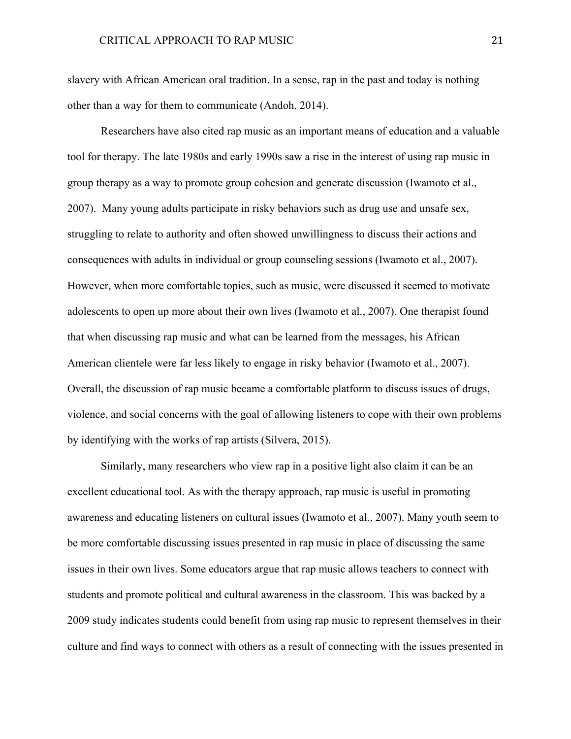slavery with African American oral tradition. In a sense, rap in the past and today is nothing other than a way for them to communicate (Andoh, 2014).

Researchers have also cited rap music as an important means of education and a valuable tool for therapy. The late 1980s and early 1990s saw a rise in the interest of using rap music in group therapy as a way to promote group cohesion and generate discussion (Iwamoto et al., 2007). Many young adults participate in risky behaviors such as drug use and unsafe sex, struggling to relate to authority and often showed unwillingness to discuss their actions and consequences with adults in individual or group counseling sessions (Iwamoto et al., 2007). However, when more comfortable topics, such as music, were discussed it seemed to motivate adolescents to open up more about their own lives (Iwamoto et al., 2007). One therapist found that when discussing rap music and what can be learned from the messages, his African American clientele were far less likely to engage in risky behavior (Iwamoto et al., 2007). Overall, the discussion of rap music became a comfortable platform to discuss issues of drugs, violence, and social concerns with the goal of allowing listeners to cope with their own problems by identifying with the works of rap artists (Silvera, 2015).

Similarly, many researchers who view rap in a positive light also claim it can be an excellent educational tool. As with the therapy approach, rap music is useful in promoting awareness and educating listeners on cultural issues (Iwamoto et al., 2007). Many youth seem to be more comfortable discussing issues presented in rap music in place of discussing the same issues in their own lives. Some educators argue that rap music allows teachers to connect with students and promote political and cultural awareness in the classroom. This was backed by a 2009 study indicates students could benefit from using rap music to represent themselves in their culture and find ways to connect with others as a result of connecting with the issues presented in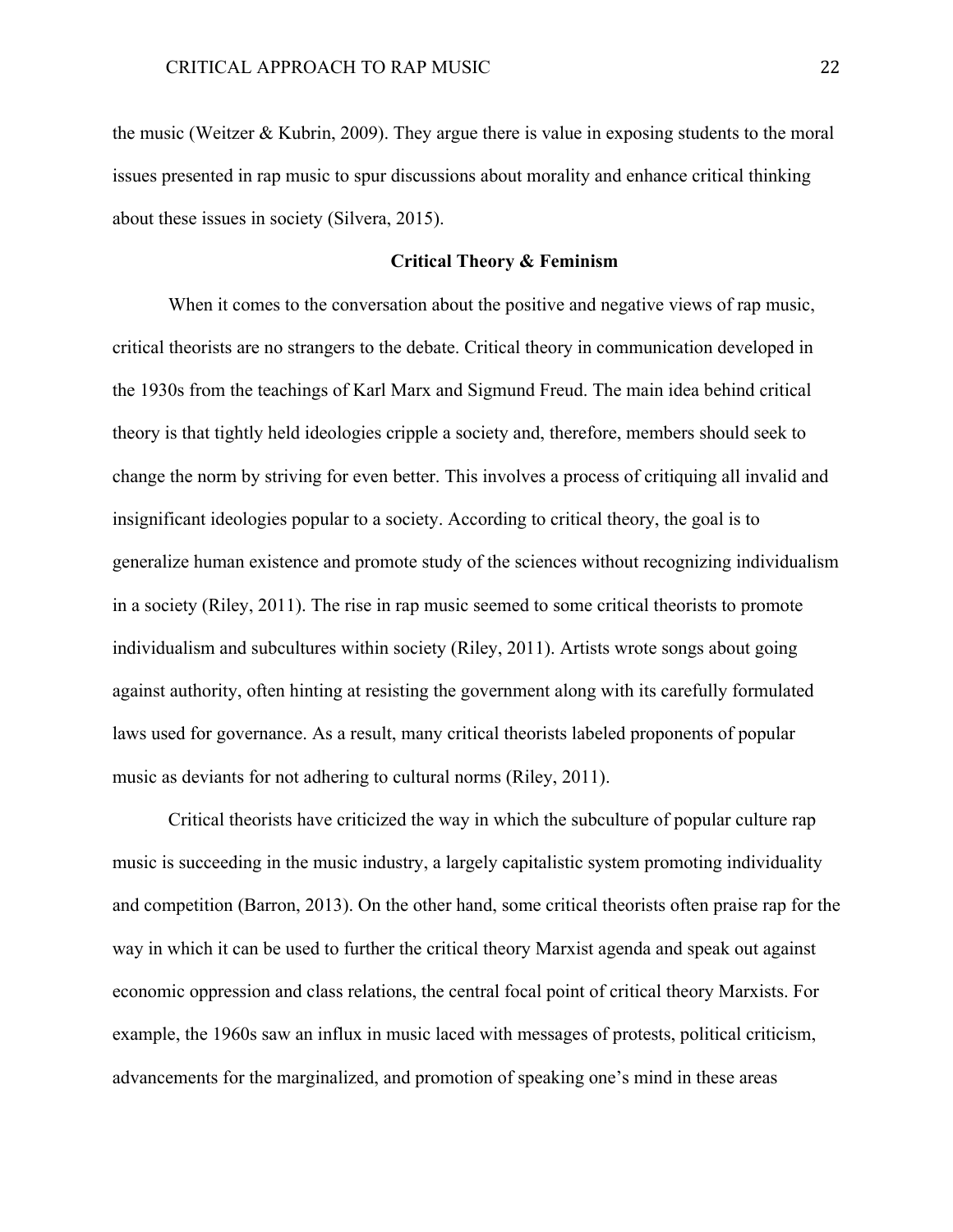the music (Weitzer & Kubrin, 2009). They argue there is value in exposing students to the moral issues presented in rap music to spur discussions about morality and enhance critical thinking about these issues in society (Silvera, 2015).

## Critical Theory & Feminism

When it comes to the conversation about the positive and negative views of rap music, critical theorists are no strangers to the debate. Critical theory in communication developed in the 1930s from the teachings of Karl Marx and Sigmund Freud. The main idea behind critical theory is that tightly held ideologies cripple a society and, therefore, members should seek to change the norm by striving for even better. This involves a process of critiquing all invalid and insignificant ideologies popular to a society. According to critical theory, the goal is to generalize human existence and promote study of the sciences without recognizing individualism in a society (Riley, 2011). The rise in rap music seemed to some critical theorists to promote individualism and subcultures within society (Riley, 2011). Artists wrote songs about going against authority, often hinting at resisting the government along with its carefully formulated laws used for governance. As a result, many critical theorists labeled proponents of popular music as deviants for not adhering to cultural norms (Riley, 2011).

Critical theorists have criticized the way in which the subculture of popular culture rap music is succeeding in the music industry, a largely capitalistic system promoting individuality and competition (Barron, 2013). On the other hand, some critical theorists often praise rap for the way in which it can be used to further the critical theory Marxist agenda and speak out against economic oppression and class relations, the central focal point of critical theory Marxists. For example, the 1960s saw an influx in music laced with messages of protests, political criticism, advancements for the marginalized, and promotion of speaking one's mind in these areas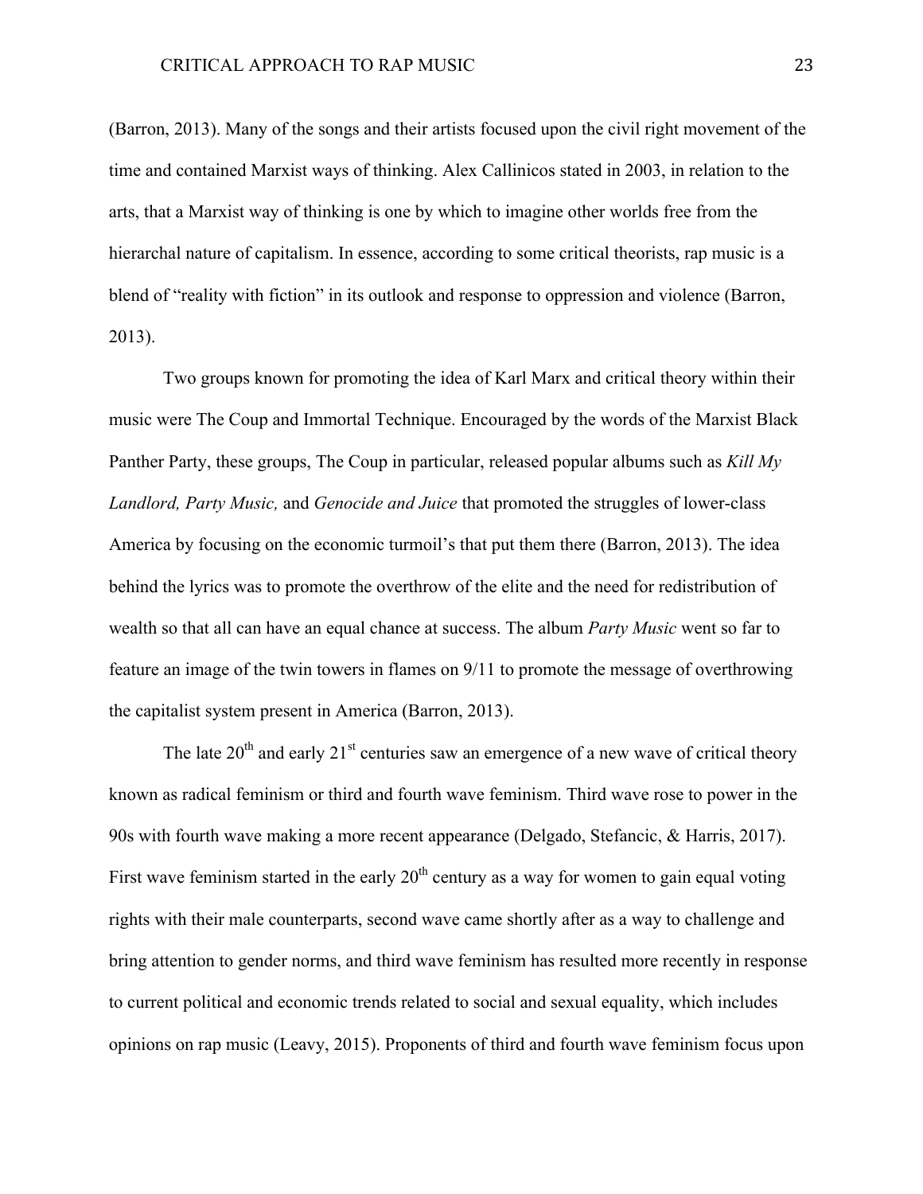(Barron, 2013). Many of the songs and their artists focused upon the civil right movement of the time and contained Marxist ways of thinking. Alex Callinicos stated in 2003, in relation to the arts, that a Marxist way of thinking is one by which to imagine other worlds free from the hierarchal nature of capitalism. In essence, according to some critical theorists, rap music is a blend of "reality with fiction" in its outlook and response to oppression and violence (Barron, 2013).

Two groups known for promoting the idea of Karl Marx and critical theory within their music were The Coup and Immortal Technique. Encouraged by the words of the Marxist Black Panther Party, these groups, The Coup in particular, released popular albums such as *Kill My Landlord, Party Music,* and *Genocide and Juice* that promoted the struggles of lower-class America by focusing on the economic turmoil's that put them there (Barron, 2013). The idea behind the lyrics was to promote the overthrow of the elite and the need for redistribution of wealth so that all can have an equal chance at success. The album *Party Music* went so far to feature an image of the twin towers in flames on 9/11 to promote the message of overthrowing the capitalist system present in America (Barron, 2013).

The late 20th and early 21st centuries saw an emergence of a new wave of critical theory known as radical feminism or third and fourth wave feminism. Third wave rose to power in the 90s with fourth wave making a more recent appearance (Delgado, Stefancic, & Harris, 2017). First wave feminism started in the early 20th century as a way for women to gain equal voting rights with their male counterparts, second wave came shortly after as a way to challenge and bring attention to gender norms, and third wave feminism has resulted more recently in response to current political and economic trends related to social and sexual equality, which includes opinions on rap music (Leavy, 2015). Proponents of third and fourth wave feminism focus upon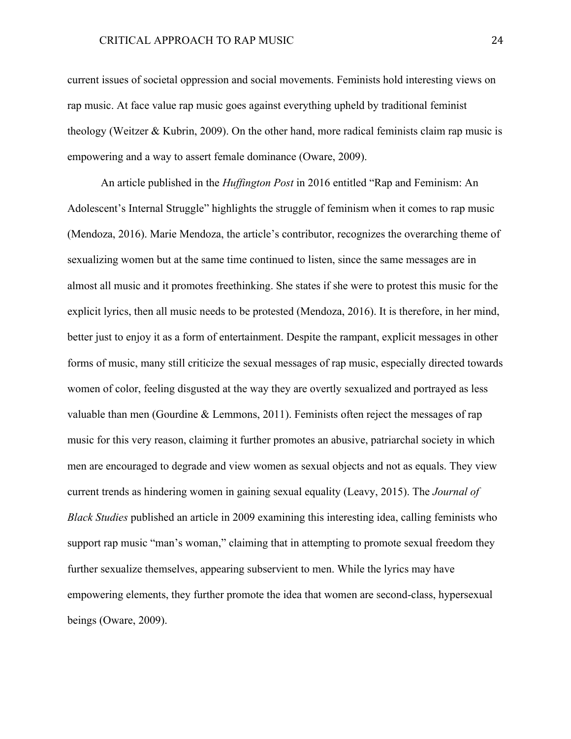current issues of societal oppression and social movements. Feminists hold interesting views on rap music. At face value rap music goes against everything upheld by traditional feminist theology (Weitzer & Kubrin, 2009). On the other hand, more radical feminists claim rap music is empowering and a way to assert female dominance (Oware, 2009).

An article published in the *Huffington Post* in 2016 entitled "Rap and Feminism: An Adolescent's Internal Struggle" highlights the struggle of feminism when it comes to rap music (Mendoza, 2016). Marie Mendoza, the article's contributor, recognizes the overarching theme of sexualizing women but at the same time continued to listen, since the same messages are in almost all music and it promotes freethinking. She states if she were to protest this music for the explicit lyrics, then all music needs to be protested (Mendoza, 2016). It is therefore, in her mind, better just to enjoy it as a form of entertainment. Despite the rampant, explicit messages in other forms of music, many still criticize the sexual messages of rap music, especially directed towards women of color, feeling disgusted at the way they are overtly sexualized and portrayed as less valuable than men (Gourdine & Lemmons, 2011). Feminists often reject the messages of rap music for this very reason, claiming it further promotes an abusive, patriarchal society in which men are encouraged to degrade and view women as sexual objects and not as equals. They view current trends as hindering women in gaining sexual equality (Leavy, 2015). The *Journal of Black Studies* published an article in 2009 examining this interesting idea, calling feminists who support rap music "man's woman," claiming that in attempting to promote sexual freedom they further sexualize themselves, appearing subservient to men. While the lyrics may have empowering elements, they further promote the idea that women are second-class, hypersexual beings (Oware, 2009).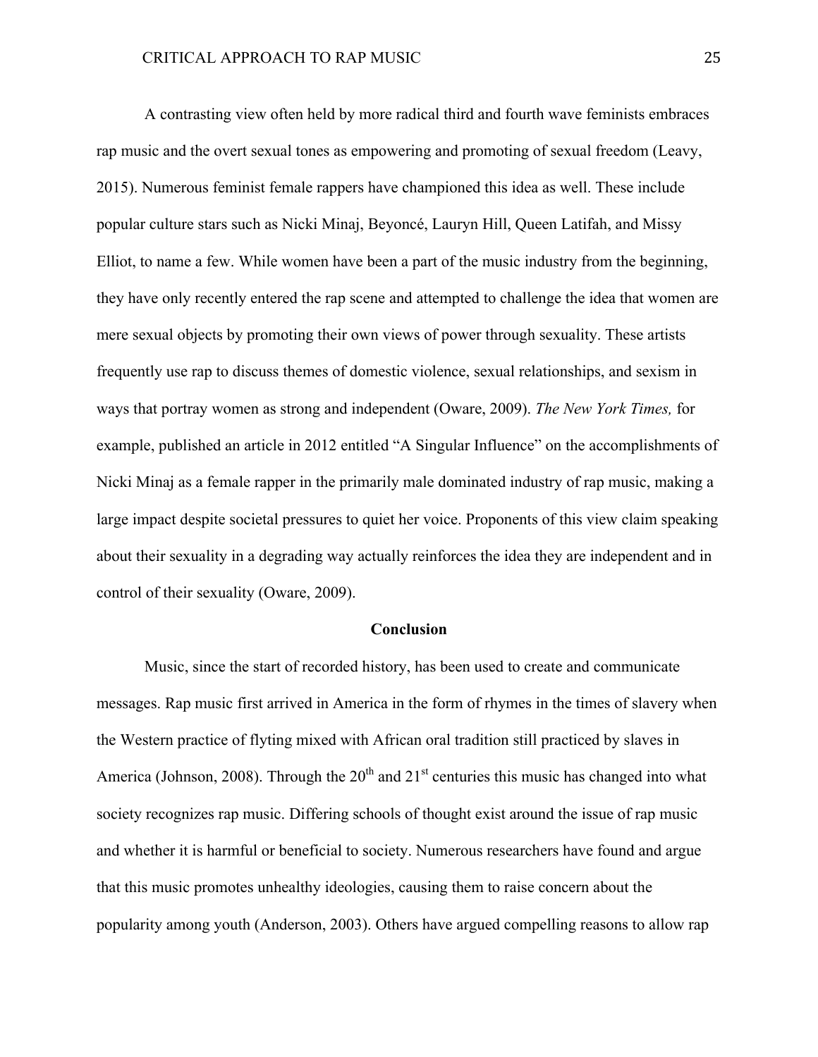A contrasting view often held by more radical third and fourth wave feminists embraces rap music and the overt sexual tones as empowering and promoting of sexual freedom (Leavy, 2015). Numerous feminist female rappers have championed this idea as well. These include popular culture stars such as Nicki Minaj, Beyoncé, Lauryn Hill, Queen Latifah, and Missy Elliot, to name a few. While women have been a part of the music industry from the beginning, they have only recently entered the rap scene and attempted to challenge the idea that women are mere sexual objects by promoting their own views of power through sexuality. These artists frequently use rap to discuss themes of domestic violence, sexual relationships, and sexism in ways that portray women as strong and independent (Oware, 2009). *The New York Times,* for example, published an article in 2012 entitled "A Singular Influence" on the accomplishments of Nicki Minaj as a female rapper in the primarily male dominated industry of rap music, making a large impact despite societal pressures to quiet her voice. Proponents of this view claim speaking about their sexuality in a degrading way actually reinforces the idea they are independent and in control of their sexuality (Oware, 2009).

## Conclusion

Music, since the start of recorded history, has been used to create and communicate messages. Rap music first arrived in America in the form of rhymes in the times of slavery when the Western practice of flyting mixed with African oral tradition still practiced by slaves in America (Johnson, 2008). Through the 20th and 21st centuries this music has changed into what society recognizes rap music. Differing schools of thought exist around the issue of rap music and whether it is harmful or beneficial to society. Numerous researchers have found and argue that this music promotes unhealthy ideologies, causing them to raise concern about the popularity among youth (Anderson, 2003). Others have argued compelling reasons to allow rap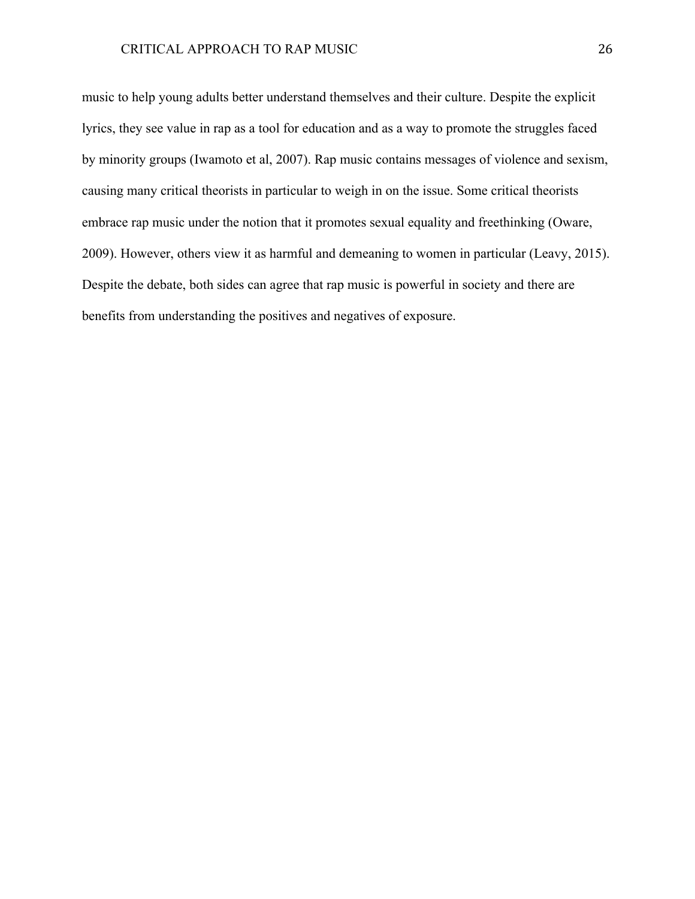music to help young adults better understand themselves and their culture. Despite the explicit lyrics, they see value in rap as a tool for education and as a way to promote the struggles faced by minority groups (Iwamoto et al, 2007). Rap music contains messages of violence and sexism, causing many critical theorists in particular to weigh in on the issue. Some critical theorists embrace rap music under the notion that it promotes sexual equality and freethinking (Oware, 2009). However, others view it as harmful and demeaning to women in particular (Leavy, 2015). Despite the debate, both sides can agree that rap music is powerful in society and there are benefits from understanding the positives and negatives of exposure.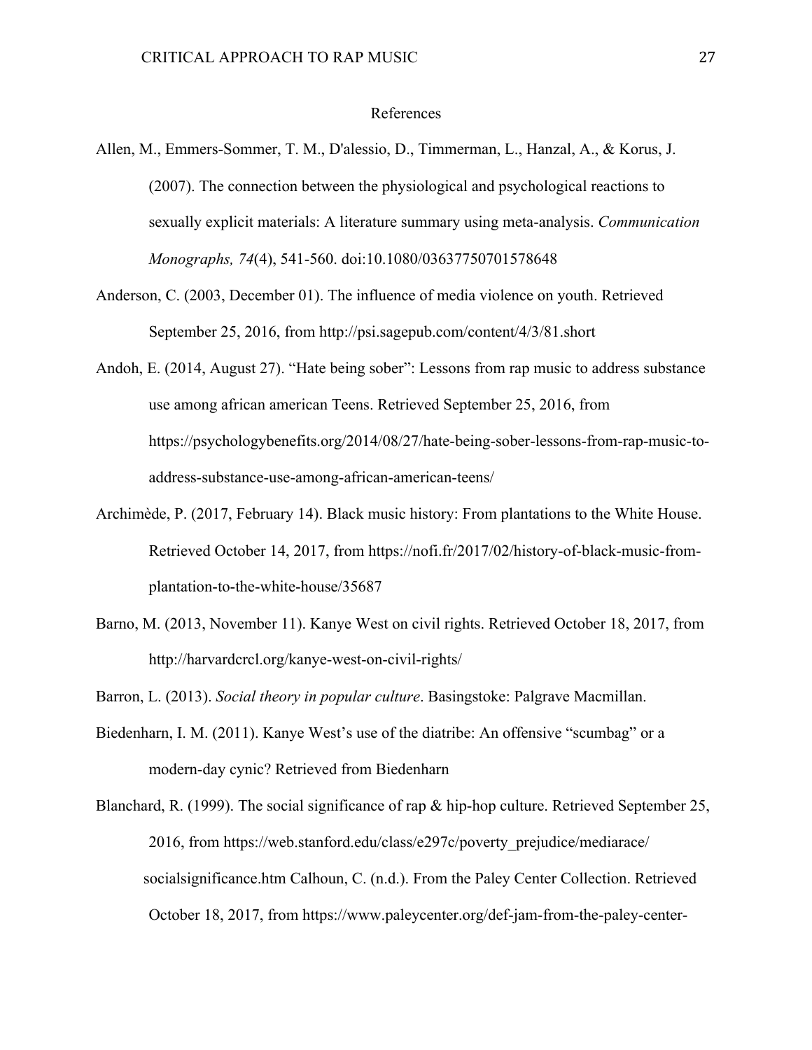# References

Allen, M., Emmers-Sommer, T. M., D'alessio, D., Timmerman, L., Hanzal, A., & Korus, J. (2007). The connection between the physiological and psychological reactions to sexually explicit materials: A literature summary using meta-analysis. *Communication Monographs, 74*(4), 541-560. doi:10.1080/03637750701578648

Anderson, C. (2003, December 01). The influence of media violence on youth. Retrieved September 25, 2016, from http://psi.sagepub.com/content/4/3/81.short

Andoh, E. (2014, August 27). "Hate being sober": Lessons from rap music to address substance use among african american Teens. Retrieved September 25, 2016, from https://psychologybenefits.org/2014/08/27/hate-being-sober-lessons-from-rap-music-to-address-substance-use-among-african-american-teens/

Archimède, P. (2017, February 14). Black music history: From plantations to the White House. Retrieved October 14, 2017, from https://nofi.fr/2017/02/history-of-black-music-from-plantation-to-the-white-house/35687

Barno, M. (2013, November 11). Kanye West on civil rights. Retrieved October 18, 2017, from http://harvardcrcl.org/kanye-west-on-civil-rights/

Barron, L. (2013). *Social theory in popular culture*. Basingstoke: Palgrave Macmillan.

Biedenharn, I. M. (2011). Kanye West's use of the diatribe: An offensive "scumbag" or a modern-day cynic? Retrieved from Biedenharn

Blanchard, R. (1999). The social significance of rap & hip-hop culture. Retrieved September 25, 2016, from https://web.stanford.edu/class/e297c/poverty_prejudice/mediarace/socialsignificance.htm Calhoun, C. (n.d.). From the Paley Center Collection. Retrieved October 18, 2017, from https://www.paleycenter.org/def-jam-from-the-paley-center-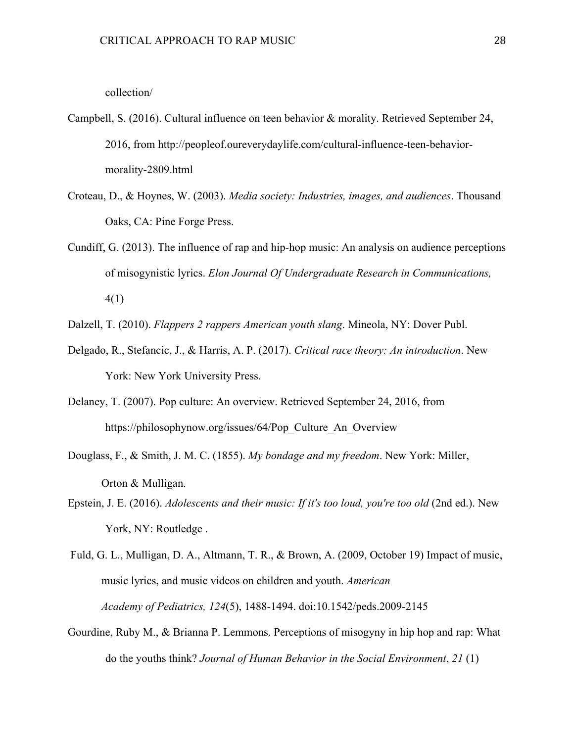collection/

Campbell, S. (2016). Cultural influence on teen behavior & morality. Retrieved September 24, 2016, from http://peopleof.oureverydaylife.com/cultural-influence-teen-behavior-morality-2809.html

Croteau, D., & Hoynes, W. (2003). *Media society: Industries, images, and audiences*. Thousand Oaks, CA: Pine Forge Press.

Cundiff, G. (2013). The influence of rap and hip-hop music: An analysis on audience perceptions of misogynistic lyrics. *Elon Journal Of Undergraduate Research in Communications,* 4(1)

Dalzell, T. (2010). *Flappers 2 rappers American youth slang*. Mineola, NY: Dover Publ.

Delgado, R., Stefancic, J., & Harris, A. P. (2017). *Critical race theory: An introduction*. New York: New York University Press.

Delaney, T. (2007). Pop culture: An overview. Retrieved September 24, 2016, from https://philosophynow.org/issues/64/Pop_Culture_An_Overview

Douglass, F., & Smith, J. M. C. (1855). *My bondage and my freedom*. New York: Miller, Orton & Mulligan.

Epstein, J. E. (2016). *Adolescents and their music: If it's too loud, you're too old* (2nd ed.). New York, NY: Routledge .

Fuld, G. L., Mulligan, D. A., Altmann, T. R., & Brown, A. (2009, October 19) Impact of music, music lyrics, and music videos on children and youth. *American Academy of Pediatrics, 124*(5), 1488-1494. doi:10.1542/peds.2009-2145

Gourdine, Ruby M., & Brianna P. Lemmons. Perceptions of misogyny in hip hop and rap: What do the youths think? *Journal of Human Behavior in the Social Environment*, *21* (1)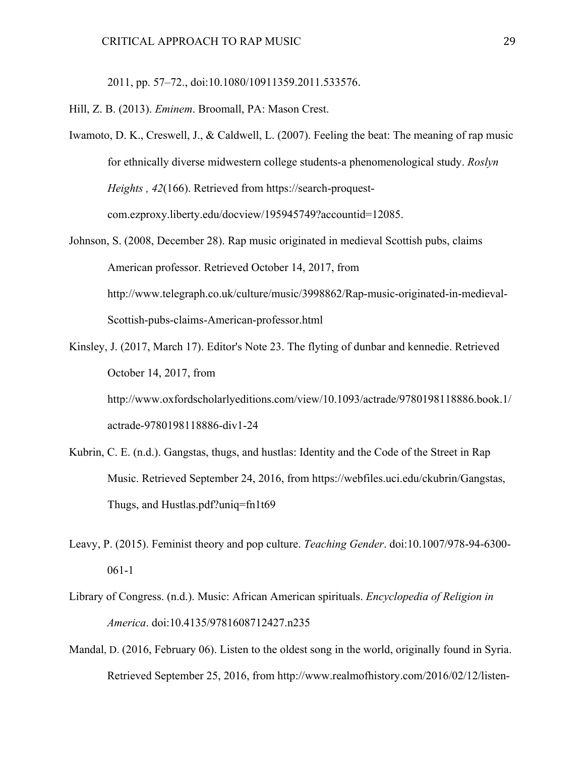2011, pp. 57–72., doi:10.1080/10911359.2011.533576.

Hill, Z. B. (2013). *Eminem*. Broomall, PA: Mason Crest.

Iwamoto, D. K., Creswell, J., & Caldwell, L. (2007). Feeling the beat: The meaning of rap music for ethnically diverse midwestern college students-a phenomenological study. *Roslyn Heights , 42*(166). Retrieved from https://search-proquest-com.ezproxy.liberty.edu/docview/195945749?accountid=12085.

Johnson, S. (2008, December 28). Rap music originated in medieval Scottish pubs, claims American professor. Retrieved October 14, 2017, from http://www.telegraph.co.uk/culture/music/3998862/Rap-music-originated-in-medieval-Scottish-pubs-claims-American-professor.html

Kinsley, J. (2017, March 17). Editor's Note 23. The flyting of dunbar and kennedie. Retrieved October 14, 2017, from http://www.oxfordscholarlyeditions.com/view/10.1093/actrade/9780198118886.book.1/actrade-9780198118886-div1-24

Kubrin, C. E. (n.d.). Gangstas, thugs, and hustlas: Identity and the Code of the Street in Rap Music. Retrieved September 24, 2016, from https://webfiles.uci.edu/ckubrin/Gangstas, Thugs, and Hustlas.pdf?uniq=fn1t69

Leavy, P. (2015). Feminist theory and pop culture. *Teaching Gender*. doi:10.1007/978-94-6300-061-1

Library of Congress. (n.d.). Music: African American spirituals. *Encyclopedia of Religion in America*. doi:10.4135/9781608712427.n235

Mandal, D. (2016, February 06). Listen to the oldest song in the world, originally found in Syria. Retrieved September 25, 2016, from http://www.realmofhistory.com/2016/02/12/listen-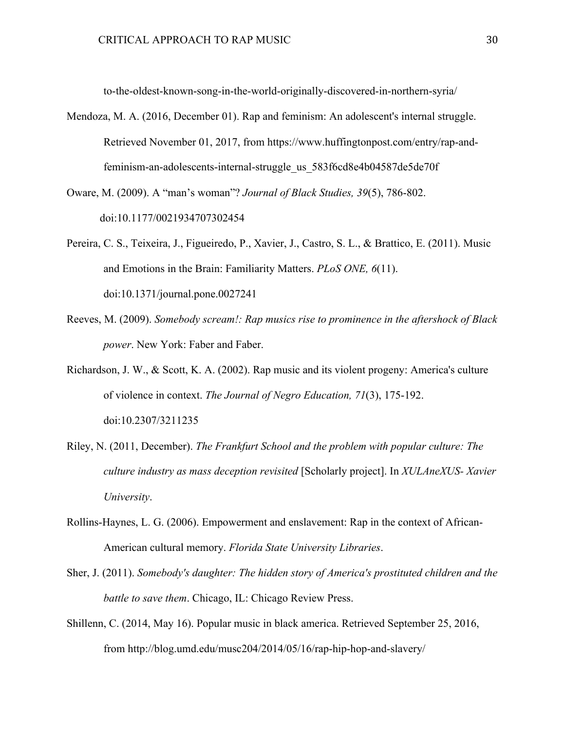to-the-oldest-known-song-in-the-world-originally-discovered-in-northern-syria/

Mendoza, M. A. (2016, December 01). Rap and feminism: An adolescent's internal struggle. Retrieved November 01, 2017, from https://www.huffingtonpost.com/entry/rap-and-feminism-an-adolescents-internal-struggle_us_583f6cd8e4b04587de5de70f

Oware, M. (2009). A "man's woman"? *Journal of Black Studies, 39*(5), 786-802. doi:10.1177/0021934707302454

Pereira, C. S., Teixeira, J., Figueiredo, P., Xavier, J., Castro, S. L., & Brattico, E. (2011). Music and Emotions in the Brain: Familiarity Matters. *PLoS ONE, 6*(11). doi:10.1371/journal.pone.0027241

Reeves, M. (2009). *Somebody scream!: Rap musics rise to prominence in the aftershock of Black power*. New York: Faber and Faber.

Richardson, J. W., & Scott, K. A. (2002). Rap music and its violent progeny: America's culture of violence in context. *The Journal of Negro Education, 71*(3), 175-192. doi:10.2307/3211235

Riley, N. (2011, December). *The Frankfurt School and the problem with popular culture: The culture industry as mass deception revisited* [Scholarly project]. In *XULAneXUS- Xavier University*.

Rollins-Haynes, L. G. (2006). Empowerment and enslavement: Rap in the context of African-American cultural memory. *Florida State University Libraries*.

Sher, J. (2011). *Somebody's daughter: The hidden story of America's prostituted children and the battle to save them*. Chicago, IL: Chicago Review Press.

Shillenn, C. (2014, May 16). Popular music in black america. Retrieved September 25, 2016, from http://blog.umd.edu/musc204/2014/05/16/rap-hip-hop-and-slavery/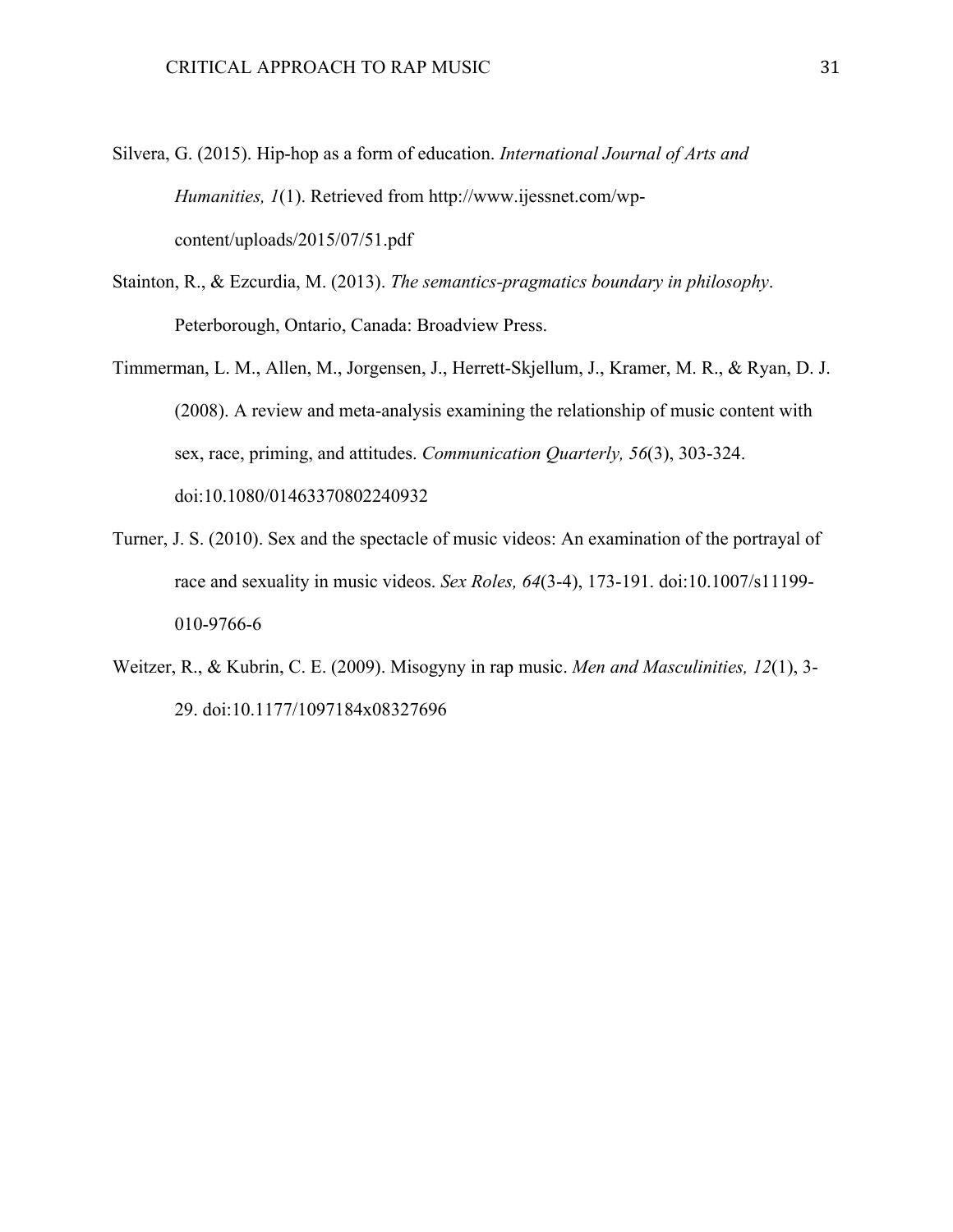Silvera, G. (2015). Hip-hop as a form of education. *International Journal of Arts and Humanities, 1*(1). Retrieved from http://www.ijessnet.com/wp-content/uploads/2015/07/51.pdf

Stainton, R., & Ezcurdia, M. (2013). *The semantics-pragmatics boundary in philosophy*. Peterborough, Ontario, Canada: Broadview Press.

Timmerman, L. M., Allen, M., Jorgensen, J., Herrett-Skjellum, J., Kramer, M. R., & Ryan, D. J. (2008). A review and meta-analysis examining the relationship of music content with sex, race, priming, and attitudes. *Communication Quarterly, 56*(3), 303-324. doi:10.1080/01463370802240932

Turner, J. S. (2010). Sex and the spectacle of music videos: An examination of the portrayal of race and sexuality in music videos. *Sex Roles, 64*(3-4), 173-191. doi:10.1007/s11199-010-9766-6

Weitzer, R., & Kubrin, C. E. (2009). Misogyny in rap music. *Men and Masculinities, 12*(1), 3-29. doi:10.1177/1097184x08327696